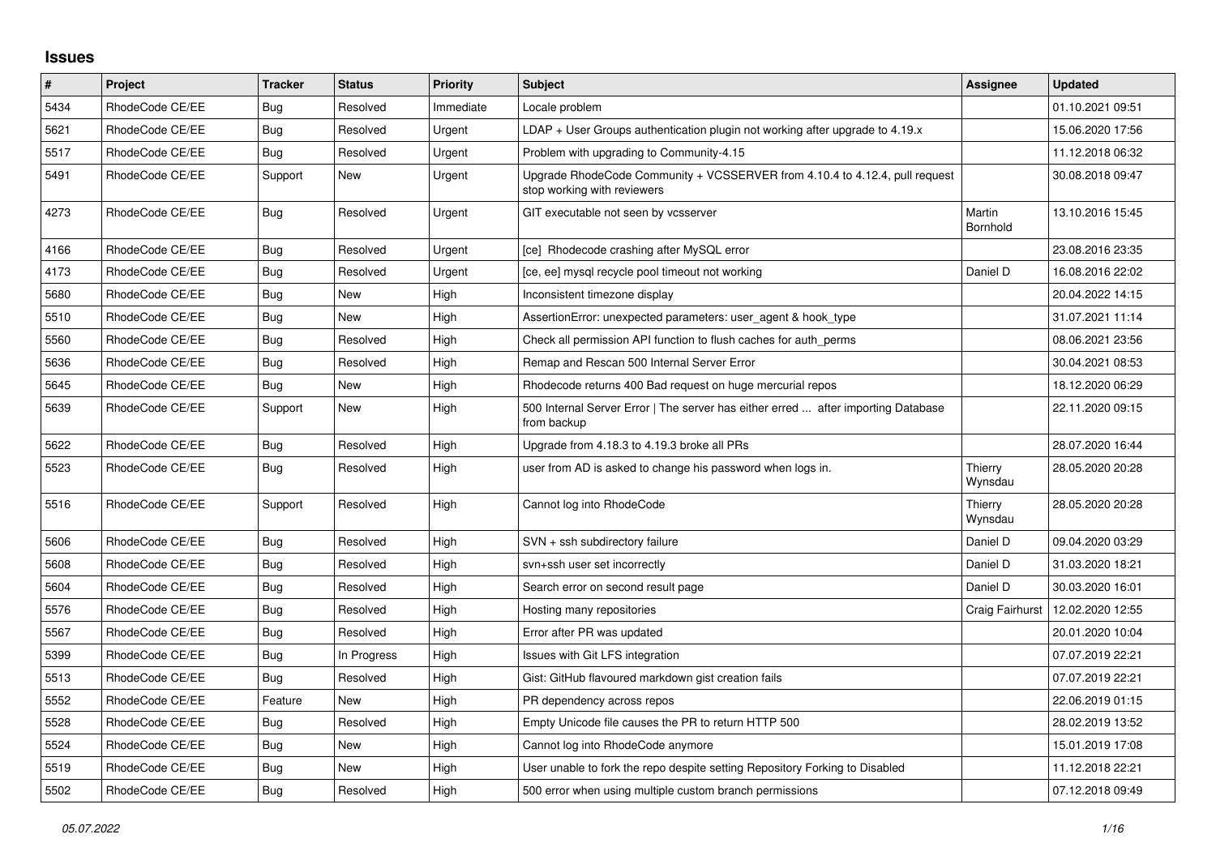## Issues

| # | Project | Tracker | Status | Priority | Subject | Assignee | Updated |
|---|---|---|---|---|---|---|---|
| 5434 | RhodeCode CE/EE | Bug | Resolved | Immediate | Locale problem | | 01.10.2021 09:51 |
| 5621 | RhodeCode CE/EE | Bug | Resolved | Urgent | LDAP + User Groups authentication plugin not working after upgrade to 4.19.x | | 15.06.2020 17:56 |
| 5517 | RhodeCode CE/EE | Bug | Resolved | Urgent | Problem with upgrading to Community-4.15 | | 11.12.2018 06:32 |
| 5491 | RhodeCode CE/EE | Support | New | Urgent | Upgrade RhodeCode Community + VCSSERVER from 4.10.4 to 4.12.4, pull request stop working with reviewers | | 30.08.2018 09:47 |
| 4273 | RhodeCode CE/EE | Bug | Resolved | Urgent | GIT executable not seen by vcsserver | Martin Bornhold | 13.10.2016 15:45 |
| 4166 | RhodeCode CE/EE | Bug | Resolved | Urgent | [ce] Rhodecode crashing after MySQL error | | 23.08.2016 23:35 |
| 4173 | RhodeCode CE/EE | Bug | Resolved | Urgent | [ce, ee] mysql recycle pool timeout not working | Daniel D | 16.08.2016 22:02 |
| 5680 | RhodeCode CE/EE | Bug | New | High | Inconsistent timezone display | | 20.04.2022 14:15 |
| 5510 | RhodeCode CE/EE | Bug | New | High | AssertionError: unexpected parameters: user_agent & hook_type | | 31.07.2021 11:14 |
| 5560 | RhodeCode CE/EE | Bug | Resolved | High | Check all permission API function to flush caches for auth_perms | | 08.06.2021 23:56 |
| 5636 | RhodeCode CE/EE | Bug | Resolved | High | Remap and Rescan 500 Internal Server Error | | 30.04.2021 08:53 |
| 5645 | RhodeCode CE/EE | Bug | New | High | Rhodecode returns 400 Bad request on huge mercurial repos | | 18.12.2020 06:29 |
| 5639 | RhodeCode CE/EE | Support | New | High | 500 Internal Server Error \| The server has either erred ... after importing Database from backup | | 22.11.2020 09:15 |
| 5622 | RhodeCode CE/EE | Bug | Resolved | High | Upgrade from 4.18.3 to 4.19.3 broke all PRs | | 28.07.2020 16:44 |
| 5523 | RhodeCode CE/EE | Bug | Resolved | High | user from AD is asked to change his password when logs in. | Thierry Wynsdau | 28.05.2020 20:28 |
| 5516 | RhodeCode CE/EE | Support | Resolved | High | Cannot log into RhodeCode | Thierry Wynsdau | 28.05.2020 20:28 |
| 5606 | RhodeCode CE/EE | Bug | Resolved | High | SVN + ssh subdirectory failure | Daniel D | 09.04.2020 03:29 |
| 5608 | RhodeCode CE/EE | Bug | Resolved | High | svn+ssh user set incorrectly | Daniel D | 31.03.2020 18:21 |
| 5604 | RhodeCode CE/EE | Bug | Resolved | High | Search error on second result page | Daniel D | 30.03.2020 16:01 |
| 5576 | RhodeCode CE/EE | Bug | Resolved | High | Hosting many repositories | Craig Fairhurst | 12.02.2020 12:55 |
| 5567 | RhodeCode CE/EE | Bug | Resolved | High | Error after PR was updated | | 20.01.2020 10:04 |
| 5399 | RhodeCode CE/EE | Bug | In Progress | High | Issues with Git LFS integration | | 07.07.2019 22:21 |
| 5513 | RhodeCode CE/EE | Bug | Resolved | High | Gist: GitHub flavoured markdown gist creation fails | | 07.07.2019 22:21 |
| 5552 | RhodeCode CE/EE | Feature | New | High | PR dependency across repos | | 22.06.2019 01:15 |
| 5528 | RhodeCode CE/EE | Bug | Resolved | High | Empty Unicode file causes the PR to return HTTP 500 | | 28.02.2019 13:52 |
| 5524 | RhodeCode CE/EE | Bug | New | High | Cannot log into RhodeCode anymore | | 15.01.2019 17:08 |
| 5519 | RhodeCode CE/EE | Bug | New | High | User unable to fork the repo despite setting Repository Forking to Disabled | | 11.12.2018 22:21 |
| 5502 | RhodeCode CE/EE | Bug | Resolved | High | 500 error when using multiple custom branch permissions | | 07.12.2018 09:49 |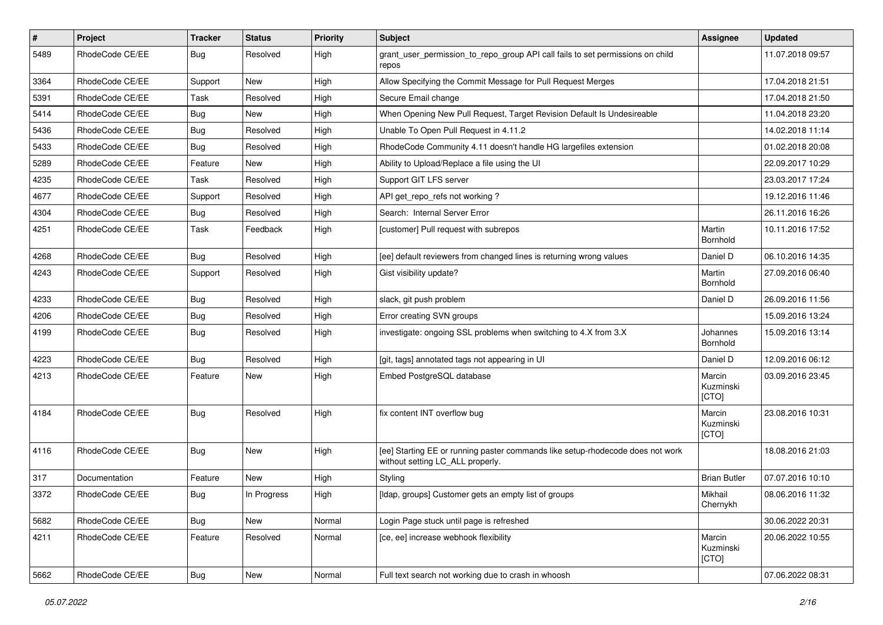| # | Project | Tracker | Status | Priority | Subject | Assignee | Updated |
|---|---|---|---|---|---|---|---|
| 5489 | RhodeCode CE/EE | Bug | Resolved | High | grant_user_permission_to_repo_group API call fails to set permissions on child repos | | 11.07.2018 09:57 |
| 3364 | RhodeCode CE/EE | Support | New | High | Allow Specifying the Commit Message for Pull Request Merges | | 17.04.2018 21:51 |
| 5391 | RhodeCode CE/EE | Task | Resolved | High | Secure Email change | | 17.04.2018 21:50 |
| 5414 | RhodeCode CE/EE | Bug | New | High | When Opening New Pull Request, Target Revision Default Is Undesireable | | 11.04.2018 23:20 |
| 5436 | RhodeCode CE/EE | Bug | Resolved | High | Unable To Open Pull Request in 4.11.2 | | 14.02.2018 11:14 |
| 5433 | RhodeCode CE/EE | Bug | Resolved | High | RhodeCode Community 4.11 doesn't handle HG largefiles extension | | 01.02.2018 20:08 |
| 5289 | RhodeCode CE/EE | Feature | New | High | Ability to Upload/Replace a file using the UI | | 22.09.2017 10:29 |
| 4235 | RhodeCode CE/EE | Task | Resolved | High | Support GIT LFS server | | 23.03.2017 17:24 |
| 4677 | RhodeCode CE/EE | Support | Resolved | High | API get_repo_refs not working ? | | 19.12.2016 11:46 |
| 4304 | RhodeCode CE/EE | Bug | Resolved | High | Search: Internal Server Error | | 26.11.2016 16:26 |
| 4251 | RhodeCode CE/EE | Task | Feedback | High | [customer] Pull request with subrepos | Martin Bornhold | 10.11.2016 17:52 |
| 4268 | RhodeCode CE/EE | Bug | Resolved | High | [ee] default reviewers from changed lines is returning wrong values | Daniel D | 06.10.2016 14:35 |
| 4243 | RhodeCode CE/EE | Support | Resolved | High | Gist visibility update? | Martin Bornhold | 27.09.2016 06:40 |
| 4233 | RhodeCode CE/EE | Bug | Resolved | High | slack, git push problem | Daniel D | 26.09.2016 11:56 |
| 4206 | RhodeCode CE/EE | Bug | Resolved | High | Error creating SVN groups | | 15.09.2016 13:24 |
| 4199 | RhodeCode CE/EE | Bug | Resolved | High | investigate: ongoing SSL problems when switching to 4.X from 3.X | Johannes Bornhold | 15.09.2016 13:14 |
| 4223 | RhodeCode CE/EE | Bug | Resolved | High | [git, tags] annotated tags not appearing in UI | Daniel D | 12.09.2016 06:12 |
| 4213 | RhodeCode CE/EE | Feature | New | High | Embed PostgreSQL database | Marcin Kuzminski [CTO] | 03.09.2016 23:45 |
| 4184 | RhodeCode CE/EE | Bug | Resolved | High | fix content INT overflow bug | Marcin Kuzminski [CTO] | 23.08.2016 10:31 |
| 4116 | RhodeCode CE/EE | Bug | New | High | [ee] Starting EE or running paster commands like setup-rhodecode does not work without setting LC_ALL properly. | | 18.08.2016 21:03 |
| 317 | Documentation | Feature | New | High | Styling | Brian Butler | 07.07.2016 10:10 |
| 3372 | RhodeCode CE/EE | Bug | In Progress | High | [ldap, groups] Customer gets an empty list of groups | Mikhail Chernykh | 08.06.2016 11:32 |
| 5682 | RhodeCode CE/EE | Bug | New | Normal | Login Page stuck until page is refreshed | | 30.06.2022 20:31 |
| 4211 | RhodeCode CE/EE | Feature | Resolved | Normal | [ce, ee] increase webhook flexibility | Marcin Kuzminski [CTO] | 20.06.2022 10:55 |
| 5662 | RhodeCode CE/EE | Bug | New | Normal | Full text search not working due to crash in whoosh | | 07.06.2022 08:31 |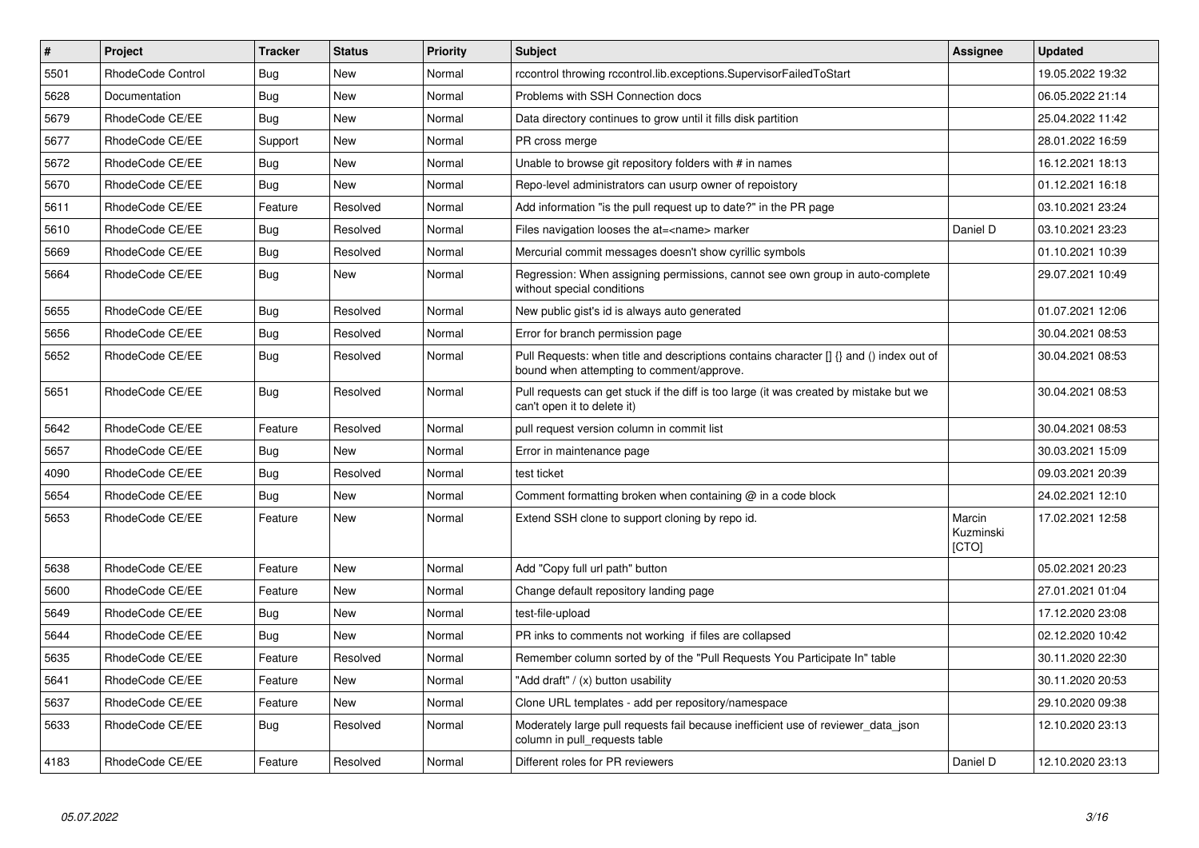| # | Project | Tracker | Status | Priority | Subject | Assignee | Updated |
|---|---|---|---|---|---|---|---|
| 5501 | RhodeCode Control | Bug | New | Normal | rccontrol throwing rccontrol.lib.exceptions.SupervisorFailedToStart | | 19.05.2022 19:32 |
| 5628 | Documentation | Bug | New | Normal | Problems with SSH Connection docs | | 06.05.2022 21:14 |
| 5679 | RhodeCode CE/EE | Bug | New | Normal | Data directory continues to grow until it fills disk partition | | 25.04.2022 11:42 |
| 5677 | RhodeCode CE/EE | Support | New | Normal | PR cross merge | | 28.01.2022 16:59 |
| 5672 | RhodeCode CE/EE | Bug | New | Normal | Unable to browse git repository folders with # in names | | 16.12.2021 18:13 |
| 5670 | RhodeCode CE/EE | Bug | New | Normal | Repo-level administrators can usurp owner of repoistory | | 01.12.2021 16:18 |
| 5611 | RhodeCode CE/EE | Feature | Resolved | Normal | Add information "is the pull request up to date?" in the PR page | | 03.10.2021 23:24 |
| 5610 | RhodeCode CE/EE | Bug | Resolved | Normal | Files navigation looses the at=<name> marker | Daniel D | 03.10.2021 23:23 |
| 5669 | RhodeCode CE/EE | Bug | Resolved | Normal | Mercurial commit messages doesn't show cyrillic symbols | | 01.10.2021 10:39 |
| 5664 | RhodeCode CE/EE | Bug | New | Normal | Regression: When assigning permissions, cannot see own group in auto-complete without special conditions | | 29.07.2021 10:49 |
| 5655 | RhodeCode CE/EE | Bug | Resolved | Normal | New public gist's id is always auto generated | | 01.07.2021 12:06 |
| 5656 | RhodeCode CE/EE | Bug | Resolved | Normal | Error for branch permission page | | 30.04.2021 08:53 |
| 5652 | RhodeCode CE/EE | Bug | Resolved | Normal | Pull Requests: when title and descriptions contains character [] {} and () index out of bound when attempting to comment/approve. | | 30.04.2021 08:53 |
| 5651 | RhodeCode CE/EE | Bug | Resolved | Normal | Pull requests can get stuck if the diff is too large (it was created by mistake but we can't open it to delete it) | | 30.04.2021 08:53 |
| 5642 | RhodeCode CE/EE | Feature | Resolved | Normal | pull request version column in commit list | | 30.04.2021 08:53 |
| 5657 | RhodeCode CE/EE | Bug | New | Normal | Error in maintenance page | | 30.03.2021 15:09 |
| 4090 | RhodeCode CE/EE | Bug | Resolved | Normal | test ticket | | 09.03.2021 20:39 |
| 5654 | RhodeCode CE/EE | Bug | New | Normal | Comment formatting broken when containing @ in a code block | | 24.02.2021 12:10 |
| 5653 | RhodeCode CE/EE | Feature | New | Normal | Extend SSH clone to support cloning by repo id. | Marcin Kuzminski [CTO] | 17.02.2021 12:58 |
| 5638 | RhodeCode CE/EE | Feature | New | Normal | Add "Copy full url path" button | | 05.02.2021 20:23 |
| 5600 | RhodeCode CE/EE | Feature | New | Normal | Change default repository landing page | | 27.01.2021 01:04 |
| 5649 | RhodeCode CE/EE | Bug | New | Normal | test-file-upload | | 17.12.2020 23:08 |
| 5644 | RhodeCode CE/EE | Bug | New | Normal | PR inks to comments not working if files are collapsed | | 02.12.2020 10:42 |
| 5635 | RhodeCode CE/EE | Feature | Resolved | Normal | Remember column sorted by of the "Pull Requests You Participate In" table | | 30.11.2020 22:30 |
| 5641 | RhodeCode CE/EE | Feature | New | Normal | "Add draft" / (x) button usability | | 30.11.2020 20:53 |
| 5637 | RhodeCode CE/EE | Feature | New | Normal | Clone URL templates - add per repository/namespace | | 29.10.2020 09:38 |
| 5633 | RhodeCode CE/EE | Bug | Resolved | Normal | Moderately large pull requests fail because inefficient use of reviewer_data_json column in pull_requests table | | 12.10.2020 23:13 |
| 4183 | RhodeCode CE/EE | Feature | Resolved | Normal | Different roles for PR reviewers | Daniel D | 12.10.2020 23:13 |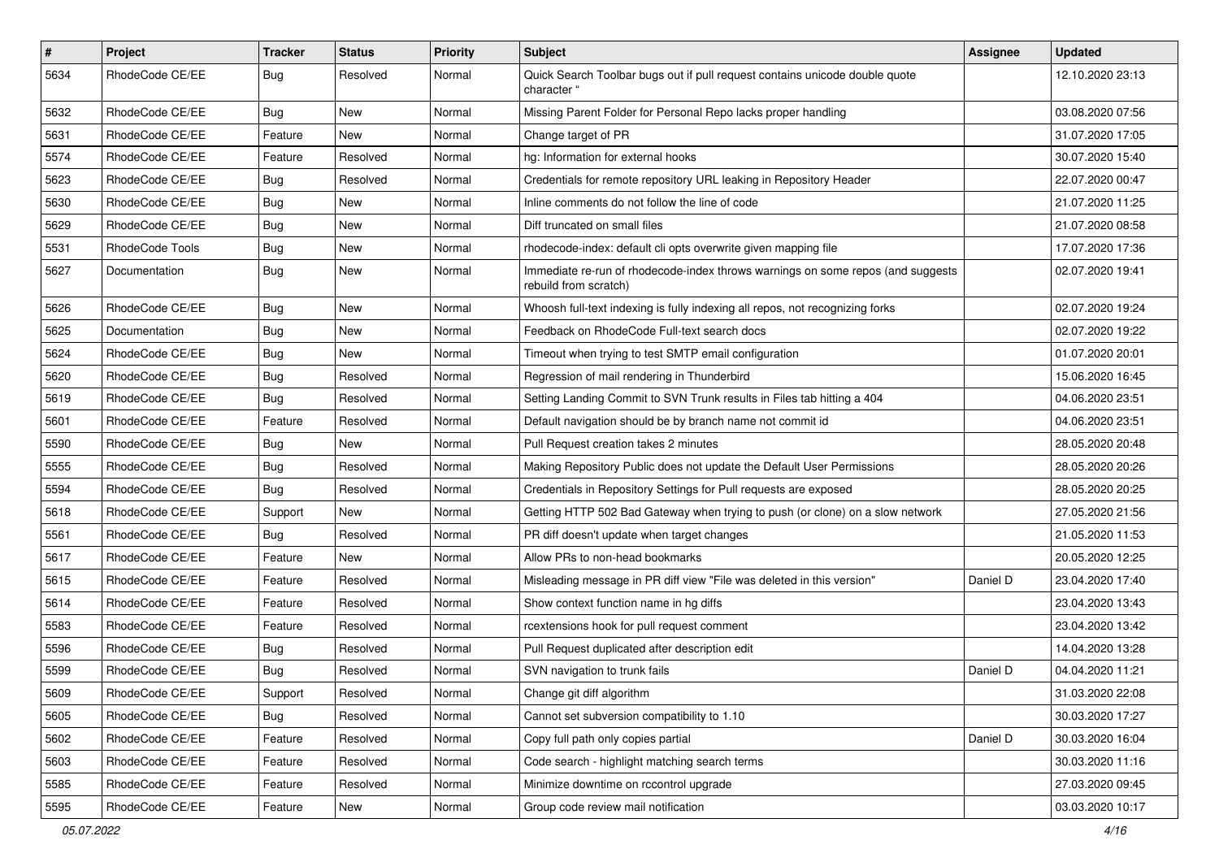| # | Project | Tracker | Status | Priority | Subject | Assignee | Updated |
|---|---|---|---|---|---|---|---|
| 5634 | RhodeCode CE/EE | Bug | Resolved | Normal | Quick Search Toolbar bugs out if pull request contains unicode double quote character " | | 12.10.2020 23:13 |
| 5632 | RhodeCode CE/EE | Bug | New | Normal | Missing Parent Folder for Personal Repo lacks proper handling | | 03.08.2020 07:56 |
| 5631 | RhodeCode CE/EE | Feature | New | Normal | Change target of PR | | 31.07.2020 17:05 |
| 5574 | RhodeCode CE/EE | Feature | Resolved | Normal | hg: Information for external hooks | | 30.07.2020 15:40 |
| 5623 | RhodeCode CE/EE | Bug | Resolved | Normal | Credentials for remote repository URL leaking in Repository Header | | 22.07.2020 00:47 |
| 5630 | RhodeCode CE/EE | Bug | New | Normal | Inline comments do not follow the line of code | | 21.07.2020 11:25 |
| 5629 | RhodeCode CE/EE | Bug | New | Normal | Diff truncated on small files | | 21.07.2020 08:58 |
| 5531 | RhodeCode Tools | Bug | New | Normal | rhodecode-index: default cli opts overwrite given mapping file | | 17.07.2020 17:36 |
| 5627 | Documentation | Bug | New | Normal | Immediate re-run of rhodecode-index throws warnings on some repos (and suggests rebuild from scratch) | | 02.07.2020 19:41 |
| 5626 | RhodeCode CE/EE | Bug | New | Normal | Whoosh full-text indexing is fully indexing all repos, not recognizing forks | | 02.07.2020 19:24 |
| 5625 | Documentation | Bug | New | Normal | Feedback on RhodeCode Full-text search docs | | 02.07.2020 19:22 |
| 5624 | RhodeCode CE/EE | Bug | New | Normal | Timeout when trying to test SMTP email configuration | | 01.07.2020 20:01 |
| 5620 | RhodeCode CE/EE | Bug | Resolved | Normal | Regression of mail rendering in Thunderbird | | 15.06.2020 16:45 |
| 5619 | RhodeCode CE/EE | Bug | Resolved | Normal | Setting Landing Commit to SVN Trunk results in Files tab hitting a 404 | | 04.06.2020 23:51 |
| 5601 | RhodeCode CE/EE | Feature | Resolved | Normal | Default navigation should be by branch name not commit id | | 04.06.2020 23:51 |
| 5590 | RhodeCode CE/EE | Bug | New | Normal | Pull Request creation takes 2 minutes | | 28.05.2020 20:48 |
| 5555 | RhodeCode CE/EE | Bug | Resolved | Normal | Making Repository Public does not update the Default User Permissions | | 28.05.2020 20:26 |
| 5594 | RhodeCode CE/EE | Bug | Resolved | Normal | Credentials in Repository Settings for Pull requests are exposed | | 28.05.2020 20:25 |
| 5618 | RhodeCode CE/EE | Support | New | Normal | Getting HTTP 502 Bad Gateway when trying to push (or clone) on a slow network | | 27.05.2020 21:56 |
| 5561 | RhodeCode CE/EE | Bug | Resolved | Normal | PR diff doesn't update when target changes | | 21.05.2020 11:53 |
| 5617 | RhodeCode CE/EE | Feature | New | Normal | Allow PRs to non-head bookmarks | | 20.05.2020 12:25 |
| 5615 | RhodeCode CE/EE | Feature | Resolved | Normal | Misleading message in PR diff view "File was deleted in this version" | Daniel D | 23.04.2020 17:40 |
| 5614 | RhodeCode CE/EE | Feature | Resolved | Normal | Show context function name in hg diffs | | 23.04.2020 13:43 |
| 5583 | RhodeCode CE/EE | Feature | Resolved | Normal | rcextensions hook for pull request comment | | 23.04.2020 13:42 |
| 5596 | RhodeCode CE/EE | Bug | Resolved | Normal | Pull Request duplicated after description edit | | 14.04.2020 13:28 |
| 5599 | RhodeCode CE/EE | Bug | Resolved | Normal | SVN navigation to trunk fails | Daniel D | 04.04.2020 11:21 |
| 5609 | RhodeCode CE/EE | Support | Resolved | Normal | Change git diff algorithm | | 31.03.2020 22:08 |
| 5605 | RhodeCode CE/EE | Bug | Resolved | Normal | Cannot set subversion compatibility to 1.10 | | 30.03.2020 17:27 |
| 5602 | RhodeCode CE/EE | Feature | Resolved | Normal | Copy full path only copies partial | Daniel D | 30.03.2020 16:04 |
| 5603 | RhodeCode CE/EE | Feature | Resolved | Normal | Code search - highlight matching search terms | | 30.03.2020 11:16 |
| 5585 | RhodeCode CE/EE | Feature | Resolved | Normal | Minimize downtime on rccontrol upgrade | | 27.03.2020 09:45 |
| 5595 | RhodeCode CE/EE | Feature | New | Normal | Group code review mail notification | | 03.03.2020 10:17 |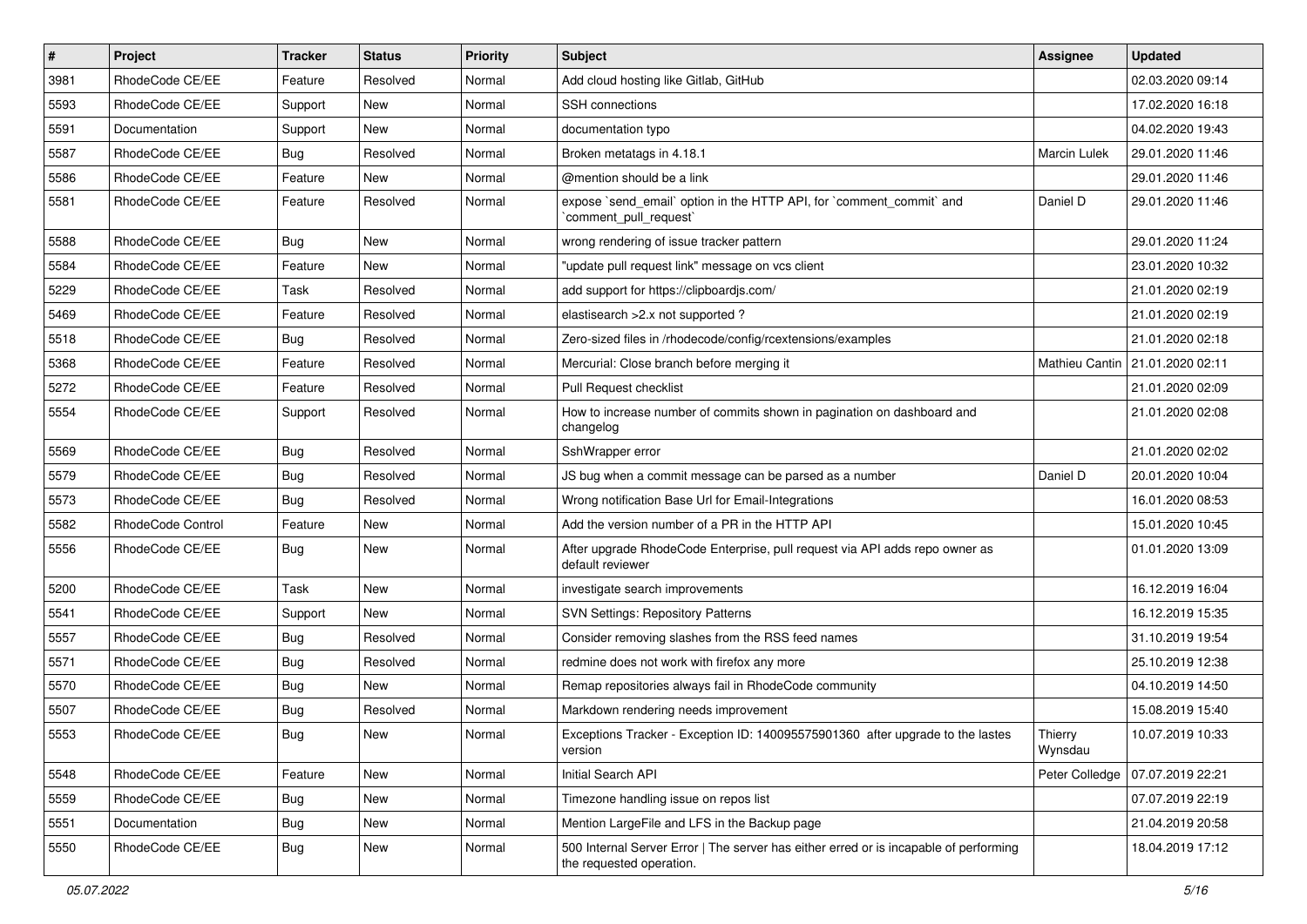| # | Project | Tracker | Status | Priority | Subject | Assignee | Updated |
| --- | --- | --- | --- | --- | --- | --- | --- |
| 3981 | RhodeCode CE/EE | Feature | Resolved | Normal | Add cloud hosting like Gitlab, GitHub | | 02.03.2020 09:14 |
| 5593 | RhodeCode CE/EE | Support | New | Normal | SSH connections | | 17.02.2020 16:18 |
| 5591 | Documentation | Support | New | Normal | documentation typo | | 04.02.2020 19:43 |
| 5587 | RhodeCode CE/EE | Bug | Resolved | Normal | Broken metatags in 4.18.1 | Marcin Lulek | 29.01.2020 11:46 |
| 5586 | RhodeCode CE/EE | Feature | New | Normal | @mention should be a link | | 29.01.2020 11:46 |
| 5581 | RhodeCode CE/EE | Feature | Resolved | Normal | expose `send_email` option in the HTTP API, for `comment_commit` and `comment_pull_request` | Daniel D | 29.01.2020 11:46 |
| 5588 | RhodeCode CE/EE | Bug | New | Normal | wrong rendering of issue tracker pattern | | 29.01.2020 11:24 |
| 5584 | RhodeCode CE/EE | Feature | New | Normal | "update pull request link" message on vcs client | | 23.01.2020 10:32 |
| 5229 | RhodeCode CE/EE | Task | Resolved | Normal | add support for https://clipboardjs.com/ | | 21.01.2020 02:19 |
| 5469 | RhodeCode CE/EE | Feature | Resolved | Normal | elastisearch >2.x not supported ? | | 21.01.2020 02:19 |
| 5518 | RhodeCode CE/EE | Bug | Resolved | Normal | Zero-sized files in /rhodecode/config/rcextensions/examples | | 21.01.2020 02:18 |
| 5368 | RhodeCode CE/EE | Feature | Resolved | Normal | Mercurial: Close branch before merging it | Mathieu Cantin | 21.01.2020 02:11 |
| 5272 | RhodeCode CE/EE | Feature | Resolved | Normal | Pull Request checklist | | 21.01.2020 02:09 |
| 5554 | RhodeCode CE/EE | Support | Resolved | Normal | How to increase number of commits shown in pagination on dashboard and changelog | | 21.01.2020 02:08 |
| 5569 | RhodeCode CE/EE | Bug | Resolved | Normal | SshWrapper error | | 21.01.2020 02:02 |
| 5579 | RhodeCode CE/EE | Bug | Resolved | Normal | JS bug when a commit message can be parsed as a number | Daniel D | 20.01.2020 10:04 |
| 5573 | RhodeCode CE/EE | Bug | Resolved | Normal | Wrong notification Base Url for Email-Integrations | | 16.01.2020 08:53 |
| 5582 | RhodeCode Control | Feature | New | Normal | Add the version number of a PR in the HTTP API | | 15.01.2020 10:45 |
| 5556 | RhodeCode CE/EE | Bug | New | Normal | After upgrade RhodeCode Enterprise, pull request via API adds repo owner as default reviewer | | 01.01.2020 13:09 |
| 5200 | RhodeCode CE/EE | Task | New | Normal | investigate search improvements | | 16.12.2019 16:04 |
| 5541 | RhodeCode CE/EE | Support | New | Normal | SVN Settings: Repository Patterns | | 16.12.2019 15:35 |
| 5557 | RhodeCode CE/EE | Bug | Resolved | Normal | Consider removing slashes from the RSS feed names | | 31.10.2019 19:54 |
| 5571 | RhodeCode CE/EE | Bug | Resolved | Normal | redmine does not work with firefox any more | | 25.10.2019 12:38 |
| 5570 | RhodeCode CE/EE | Bug | New | Normal | Remap repositories always fail in RhodeCode community | | 04.10.2019 14:50 |
| 5507 | RhodeCode CE/EE | Bug | Resolved | Normal | Markdown rendering needs improvement | | 15.08.2019 15:40 |
| 5553 | RhodeCode CE/EE | Bug | New | Normal | Exceptions Tracker - Exception ID: 140095575901360 after upgrade to the lastes version | Thierry Wynsdau | 10.07.2019 10:33 |
| 5548 | RhodeCode CE/EE | Feature | New | Normal | Initial Search API | Peter Colledge | 07.07.2019 22:21 |
| 5559 | RhodeCode CE/EE | Bug | New | Normal | Timezone handling issue on repos list | | 07.07.2019 22:19 |
| 5551 | Documentation | Bug | New | Normal | Mention LargeFile and LFS in the Backup page | | 21.04.2019 20:58 |
| 5550 | RhodeCode CE/EE | Bug | New | Normal | 500 Internal Server Error \| The server has either erred or is incapable of performing the requested operation. | | 18.04.2019 17:12 |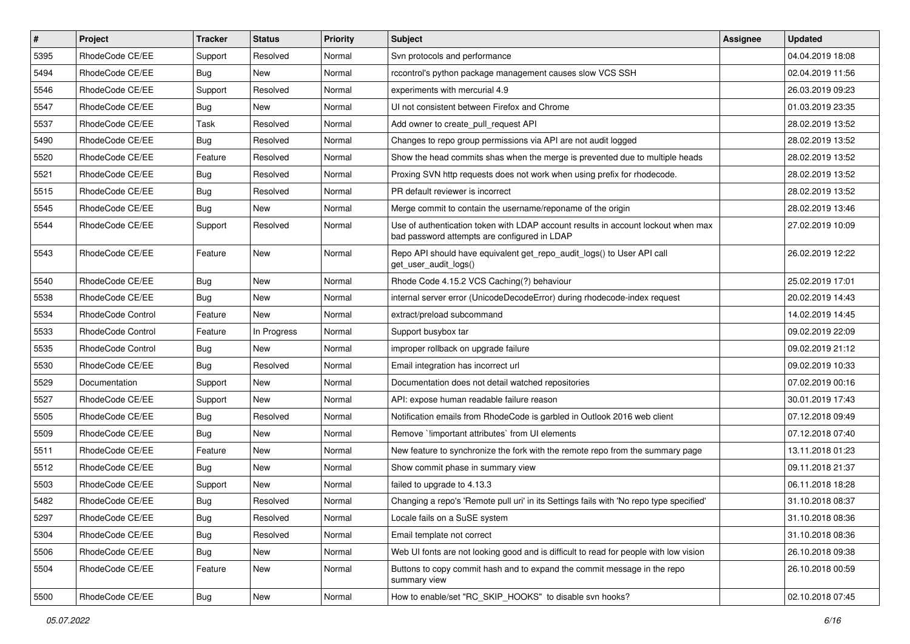| # | Project | Tracker | Status | Priority | Subject | Assignee | Updated |
|---|---|---|---|---|---|---|---|
| 5395 | RhodeCode CE/EE | Support | Resolved | Normal | Svn protocols and performance | | 04.04.2019 18:08 |
| 5494 | RhodeCode CE/EE | Bug | New | Normal | rccontrol's python package management causes slow VCS SSH | | 02.04.2019 11:56 |
| 5546 | RhodeCode CE/EE | Support | Resolved | Normal | experiments with mercurial 4.9 | | 26.03.2019 09:23 |
| 5547 | RhodeCode CE/EE | Bug | New | Normal | UI not consistent between Firefox and Chrome | | 01.03.2019 23:35 |
| 5537 | RhodeCode CE/EE | Task | Resolved | Normal | Add owner to create_pull_request API | | 28.02.2019 13:52 |
| 5490 | RhodeCode CE/EE | Bug | Resolved | Normal | Changes to repo group permissions via API are not audit logged | | 28.02.2019 13:52 |
| 5520 | RhodeCode CE/EE | Feature | Resolved | Normal | Show the head commits shas when the merge is prevented due to multiple heads | | 28.02.2019 13:52 |
| 5521 | RhodeCode CE/EE | Bug | Resolved | Normal | Proxing SVN http requests does not work when using prefix for rhodecode. | | 28.02.2019 13:52 |
| 5515 | RhodeCode CE/EE | Bug | Resolved | Normal | PR default reviewer is incorrect | | 28.02.2019 13:52 |
| 5545 | RhodeCode CE/EE | Bug | New | Normal | Merge commit to contain the username/reponame of the origin | | 28.02.2019 13:46 |
| 5544 | RhodeCode CE/EE | Support | Resolved | Normal | Use of authentication token with LDAP account results in account lockout when max bad password attempts are configured in LDAP | | 27.02.2019 10:09 |
| 5543 | RhodeCode CE/EE | Feature | New | Normal | Repo API should have equivalent get_repo_audit_logs() to User API call get_user_audit_logs() | | 26.02.2019 12:22 |
| 5540 | RhodeCode CE/EE | Bug | New | Normal | Rhode Code 4.15.2 VCS Caching(?) behaviour | | 25.02.2019 17:01 |
| 5538 | RhodeCode CE/EE | Bug | New | Normal | internal server error (UnicodeDecodeError) during rhodecode-index request | | 20.02.2019 14:43 |
| 5534 | RhodeCode Control | Feature | New | Normal | extract/preload subcommand | | 14.02.2019 14:45 |
| 5533 | RhodeCode Control | Feature | In Progress | Normal | Support busybox tar | | 09.02.2019 22:09 |
| 5535 | RhodeCode Control | Bug | New | Normal | improper rollback on upgrade failure | | 09.02.2019 21:12 |
| 5530 | RhodeCode CE/EE | Bug | Resolved | Normal | Email integration has incorrect url | | 09.02.2019 10:33 |
| 5529 | Documentation | Support | New | Normal | Documentation does not detail watched repositories | | 07.02.2019 00:16 |
| 5527 | RhodeCode CE/EE | Support | New | Normal | API: expose human readable failure reason | | 30.01.2019 17:43 |
| 5505 | RhodeCode CE/EE | Bug | Resolved | Normal | Notification emails from RhodeCode is garbled in Outlook 2016 web client | | 07.12.2018 09:49 |
| 5509 | RhodeCode CE/EE | Bug | New | Normal | Remove `!important attributes` from UI elements | | 07.12.2018 07:40 |
| 5511 | RhodeCode CE/EE | Feature | New | Normal | New feature to synchronize the fork with the remote repo from the summary page | | 13.11.2018 01:23 |
| 5512 | RhodeCode CE/EE | Bug | New | Normal | Show commit phase in summary view | | 09.11.2018 21:37 |
| 5503 | RhodeCode CE/EE | Support | New | Normal | failed to upgrade to 4.13.3 | | 06.11.2018 18:28 |
| 5482 | RhodeCode CE/EE | Bug | Resolved | Normal | Changing a repo's 'Remote pull uri' in its Settings fails with 'No repo type specified' | | 31.10.2018 08:37 |
| 5297 | RhodeCode CE/EE | Bug | Resolved | Normal | Locale fails on a SuSE system | | 31.10.2018 08:36 |
| 5304 | RhodeCode CE/EE | Bug | Resolved | Normal | Email template not correct | | 31.10.2018 08:36 |
| 5506 | RhodeCode CE/EE | Bug | New | Normal | Web UI fonts are not looking good and is difficult to read for people with low vision | | 26.10.2018 09:38 |
| 5504 | RhodeCode CE/EE | Feature | New | Normal | Buttons to copy commit hash and to expand the commit message in the repo summary view | | 26.10.2018 00:59 |
| 5500 | RhodeCode CE/EE | Bug | New | Normal | How to enable/set "RC_SKIP_HOOKS" to disable svn hooks? | | 02.10.2018 07:45 |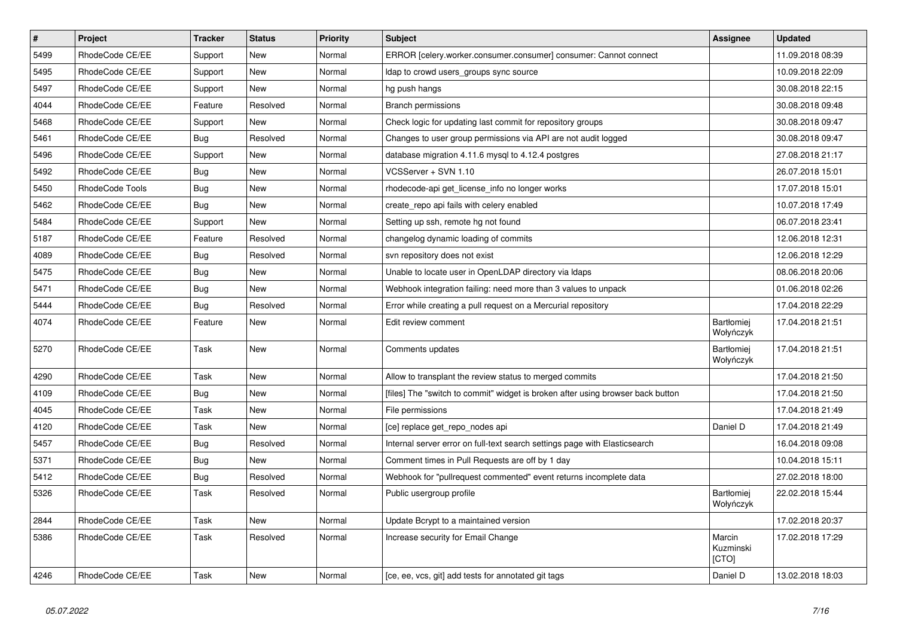| # | Project | Tracker | Status | Priority | Subject | Assignee | Updated |
|---|---|---|---|---|---|---|---|
| 5499 | RhodeCode CE/EE | Support | New | Normal | ERROR [celery.worker.consumer.consumer] consumer: Cannot connect | | 11.09.2018 08:39 |
| 5495 | RhodeCode CE/EE | Support | New | Normal | ldap to crowd users_groups sync source | | 10.09.2018 22:09 |
| 5497 | RhodeCode CE/EE | Support | New | Normal | hg push hangs | | 30.08.2018 22:15 |
| 4044 | RhodeCode CE/EE | Feature | Resolved | Normal | Branch permissions | | 30.08.2018 09:48 |
| 5468 | RhodeCode CE/EE | Support | New | Normal | Check logic for updating last commit for repository groups | | 30.08.2018 09:47 |
| 5461 | RhodeCode CE/EE | Bug | Resolved | Normal | Changes to user group permissions via API are not audit logged | | 30.08.2018 09:47 |
| 5496 | RhodeCode CE/EE | Support | New | Normal | database migration 4.11.6 mysql to 4.12.4 postgres | | 27.08.2018 21:17 |
| 5492 | RhodeCode CE/EE | Bug | New | Normal | VCSServer + SVN 1.10 | | 26.07.2018 15:01 |
| 5450 | RhodeCode Tools | Bug | New | Normal | rhodecode-api get_license_info no longer works | | 17.07.2018 15:01 |
| 5462 | RhodeCode CE/EE | Bug | New | Normal | create_repo api fails with celery enabled | | 10.07.2018 17:49 |
| 5484 | RhodeCode CE/EE | Support | New | Normal | Setting up ssh, remote hg not found | | 06.07.2018 23:41 |
| 5187 | RhodeCode CE/EE | Feature | Resolved | Normal | changelog dynamic loading of commits | | 12.06.2018 12:31 |
| 4089 | RhodeCode CE/EE | Bug | Resolved | Normal | svn repository does not exist | | 12.06.2018 12:29 |
| 5475 | RhodeCode CE/EE | Bug | New | Normal | Unable to locate user in OpenLDAP directory via ldaps | | 08.06.2018 20:06 |
| 5471 | RhodeCode CE/EE | Bug | New | Normal | Webhook integration failing: need more than 3 values to unpack | | 01.06.2018 02:26 |
| 5444 | RhodeCode CE/EE | Bug | Resolved | Normal | Error while creating a pull request on a Mercurial repository | | 17.04.2018 22:29 |
| 4074 | RhodeCode CE/EE | Feature | New | Normal | Edit review comment | Bartłomiej Wołyńczyk | 17.04.2018 21:51 |
| 5270 | RhodeCode CE/EE | Task | New | Normal | Comments updates | Bartłomiej Wołyńczyk | 17.04.2018 21:51 |
| 4290 | RhodeCode CE/EE | Task | New | Normal | Allow to transplant the review status to merged commits | | 17.04.2018 21:50 |
| 4109 | RhodeCode CE/EE | Bug | New | Normal | [files] The "switch to commit" widget is broken after using browser back button | | 17.04.2018 21:50 |
| 4045 | RhodeCode CE/EE | Task | New | Normal | File permissions | | 17.04.2018 21:49 |
| 4120 | RhodeCode CE/EE | Task | New | Normal | [ce] replace get_repo_nodes api | Daniel D | 17.04.2018 21:49 |
| 5457 | RhodeCode CE/EE | Bug | Resolved | Normal | Internal server error on full-text search settings page with Elasticsearch | | 16.04.2018 09:08 |
| 5371 | RhodeCode CE/EE | Bug | New | Normal | Comment times in Pull Requests are off by 1 day | | 10.04.2018 15:11 |
| 5412 | RhodeCode CE/EE | Bug | Resolved | Normal | Webhook for "pullrequest commented" event returns incomplete data | | 27.02.2018 18:00 |
| 5326 | RhodeCode CE/EE | Task | Resolved | Normal | Public usergroup profile | Bartłomiej Wołyńczyk | 22.02.2018 15:44 |
| 2844 | RhodeCode CE/EE | Task | New | Normal | Update Bcrypt to a maintained version | | 17.02.2018 20:37 |
| 5386 | RhodeCode CE/EE | Task | Resolved | Normal | Increase security for Email Change | Marcin Kuzminski [CTO] | 17.02.2018 17:29 |
| 4246 | RhodeCode CE/EE | Task | New | Normal | [ce, ee, vcs, git] add tests for annotated git tags | Daniel D | 13.02.2018 18:03 |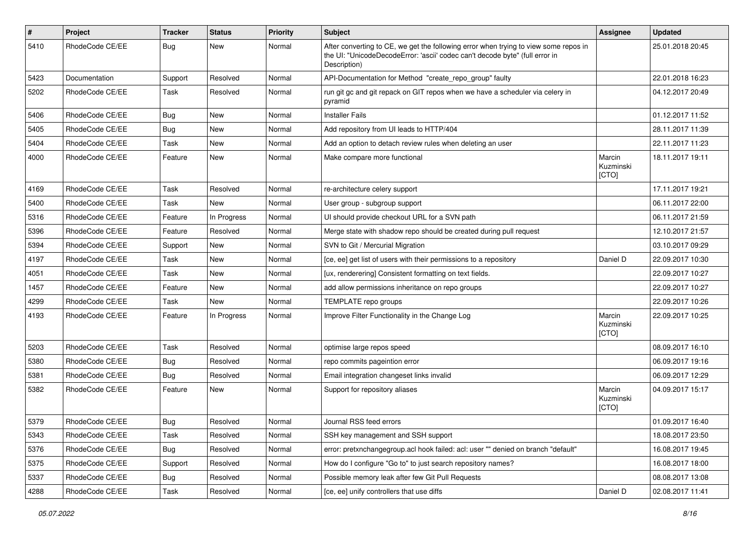| # | Project | Tracker | Status | Priority | Subject | Assignee | Updated |
|---|---|---|---|---|---|---|---|
| 5410 | RhodeCode CE/EE | Bug | New | Normal | After converting to CE, we get the following error when trying to view some repos in the UI: "UnicodeDecodeError: 'ascii' codec can't decode byte" (full error in Description) | | 25.01.2018 20:45 |
| 5423 | Documentation | Support | Resolved | Normal | API-Documentation for Method "create_repo_group" faulty | | 22.01.2018 16:23 |
| 5202 | RhodeCode CE/EE | Task | Resolved | Normal | run git gc and git repack on GIT repos when we have a scheduler via celery in pyramid | | 04.12.2017 20:49 |
| 5406 | RhodeCode CE/EE | Bug | New | Normal | Installer Fails | | 01.12.2017 11:52 |
| 5405 | RhodeCode CE/EE | Bug | New | Normal | Add repository from UI leads to HTTP/404 | | 28.11.2017 11:39 |
| 5404 | RhodeCode CE/EE | Task | New | Normal | Add an option to detach review rules when deleting an user | | 22.11.2017 11:23 |
| 4000 | RhodeCode CE/EE | Feature | New | Normal | Make compare more functional | Marcin Kuzminski [CTO] | 18.11.2017 19:11 |
| 4169 | RhodeCode CE/EE | Task | Resolved | Normal | re-architecture celery support | | 17.11.2017 19:21 |
| 5400 | RhodeCode CE/EE | Task | New | Normal | User group - subgroup support | | 06.11.2017 22:00 |
| 5316 | RhodeCode CE/EE | Feature | In Progress | Normal | UI should provide checkout URL for a SVN path | | 06.11.2017 21:59 |
| 5396 | RhodeCode CE/EE | Feature | Resolved | Normal | Merge state with shadow repo should be created during pull request | | 12.10.2017 21:57 |
| 5394 | RhodeCode CE/EE | Support | New | Normal | SVN to Git / Mercurial Migration | | 03.10.2017 09:29 |
| 4197 | RhodeCode CE/EE | Task | New | Normal | [ce, ee] get list of users with their permissions to a repository | Daniel D | 22.09.2017 10:30 |
| 4051 | RhodeCode CE/EE | Task | New | Normal | [ux, renderering] Consistent formatting on text fields. | | 22.09.2017 10:27 |
| 1457 | RhodeCode CE/EE | Feature | New | Normal | add allow permissions inheritance on repo groups | | 22.09.2017 10:27 |
| 4299 | RhodeCode CE/EE | Task | New | Normal | TEMPLATE repo groups | | 22.09.2017 10:26 |
| 4193 | RhodeCode CE/EE | Feature | In Progress | Normal | Improve Filter Functionality in the Change Log | Marcin Kuzminski [CTO] | 22.09.2017 10:25 |
| 5203 | RhodeCode CE/EE | Task | Resolved | Normal | optimise large repos speed | | 08.09.2017 16:10 |
| 5380 | RhodeCode CE/EE | Bug | Resolved | Normal | repo commits pageintion error | | 06.09.2017 19:16 |
| 5381 | RhodeCode CE/EE | Bug | Resolved | Normal | Email integration changeset links invalid | | 06.09.2017 12:29 |
| 5382 | RhodeCode CE/EE | Feature | New | Normal | Support for repository aliases | Marcin Kuzminski [CTO] | 04.09.2017 15:17 |
| 5379 | RhodeCode CE/EE | Bug | Resolved | Normal | Journal RSS feed errors | | 01.09.2017 16:40 |
| 5343 | RhodeCode CE/EE | Task | Resolved | Normal | SSH key management and SSH support | | 18.08.2017 23:50 |
| 5376 | RhodeCode CE/EE | Bug | Resolved | Normal | error: pretxnchangegroup.acl hook failed: acl: user "" denied on branch "default" | | 16.08.2017 19:45 |
| 5375 | RhodeCode CE/EE | Support | Resolved | Normal | How do I configure "Go to" to just search repository names? | | 16.08.2017 18:00 |
| 5337 | RhodeCode CE/EE | Bug | Resolved | Normal | Possible memory leak after few Git Pull Requests | | 08.08.2017 13:08 |
| 4288 | RhodeCode CE/EE | Task | Resolved | Normal | [ce, ee] unify controllers that use diffs | Daniel D | 02.08.2017 11:41 |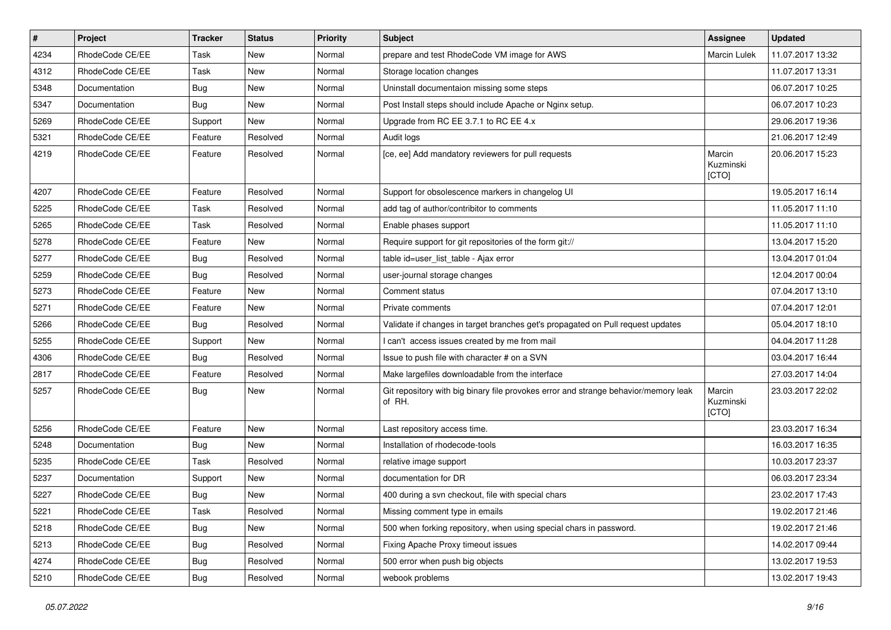| # | Project | Tracker | Status | Priority | Subject | Assignee | Updated |
|---|---|---|---|---|---|---|---|
| 4234 | RhodeCode CE/EE | Task | New | Normal | prepare and test RhodeCode VM image for AWS | Marcin Lulek | 11.07.2017 13:32 |
| 4312 | RhodeCode CE/EE | Task | New | Normal | Storage location changes | | 11.07.2017 13:31 |
| 5348 | Documentation | Bug | New | Normal | Uninstall documentaion missing some steps | | 06.07.2017 10:25 |
| 5347 | Documentation | Bug | New | Normal | Post Install steps should include Apache or Nginx setup. | | 06.07.2017 10:23 |
| 5269 | RhodeCode CE/EE | Support | New | Normal | Upgrade from RC EE 3.7.1 to RC EE 4.x | | 29.06.2017 19:36 |
| 5321 | RhodeCode CE/EE | Feature | Resolved | Normal | Audit logs | | 21.06.2017 12:49 |
| 4219 | RhodeCode CE/EE | Feature | Resolved | Normal | [ce, ee] Add mandatory reviewers for pull requests | Marcin Kuzminski [CTO] | 20.06.2017 15:23 |
| 4207 | RhodeCode CE/EE | Feature | Resolved | Normal | Support for obsolescence markers in changelog UI | | 19.05.2017 16:14 |
| 5225 | RhodeCode CE/EE | Task | Resolved | Normal | add tag of author/contribitor to comments | | 11.05.2017 11:10 |
| 5265 | RhodeCode CE/EE | Task | Resolved | Normal | Enable phases support | | 11.05.2017 11:10 |
| 5278 | RhodeCode CE/EE | Feature | New | Normal | Require support for git repositories of the form git:// | | 13.04.2017 15:20 |
| 5277 | RhodeCode CE/EE | Bug | Resolved | Normal | table id=user_list_table - Ajax error | | 13.04.2017 01:04 |
| 5259 | RhodeCode CE/EE | Bug | Resolved | Normal | user-journal storage changes | | 12.04.2017 00:04 |
| 5273 | RhodeCode CE/EE | Feature | New | Normal | Comment status | | 07.04.2017 13:10 |
| 5271 | RhodeCode CE/EE | Feature | New | Normal | Private comments | | 07.04.2017 12:01 |
| 5266 | RhodeCode CE/EE | Bug | Resolved | Normal | Validate if changes in target branches get's propagated on Pull request updates | | 05.04.2017 18:10 |
| 5255 | RhodeCode CE/EE | Support | New | Normal | I can't access issues created by me from mail | | 04.04.2017 11:28 |
| 4306 | RhodeCode CE/EE | Bug | Resolved | Normal | Issue to push file with character # on a SVN | | 03.04.2017 16:44 |
| 2817 | RhodeCode CE/EE | Feature | Resolved | Normal | Make largefiles downloadable from the interface | | 27.03.2017 14:04 |
| 5257 | RhodeCode CE/EE | Bug | New | Normal | Git repository with big binary file provokes error and strange behavior/memory leak of RH. | Marcin Kuzminski [CTO] | 23.03.2017 22:02 |
| 5256 | RhodeCode CE/EE | Feature | New | Normal | Last repository access time. | | 23.03.2017 16:34 |
| 5248 | Documentation | Bug | New | Normal | Installation of rhodecode-tools | | 16.03.2017 16:35 |
| 5235 | RhodeCode CE/EE | Task | Resolved | Normal | relative image support | | 10.03.2017 23:37 |
| 5237 | Documentation | Support | New | Normal | documentation for DR | | 06.03.2017 23:34 |
| 5227 | RhodeCode CE/EE | Bug | New | Normal | 400 during a svn checkout, file with special chars | | 23.02.2017 17:43 |
| 5221 | RhodeCode CE/EE | Task | Resolved | Normal | Missing comment type in emails | | 19.02.2017 21:46 |
| 5218 | RhodeCode CE/EE | Bug | New | Normal | 500 when forking repository, when using special chars in password. | | 19.02.2017 21:46 |
| 5213 | RhodeCode CE/EE | Bug | Resolved | Normal | Fixing Apache Proxy timeout issues | | 14.02.2017 09:44 |
| 4274 | RhodeCode CE/EE | Bug | Resolved | Normal | 500 error when push big objects | | 13.02.2017 19:53 |
| 5210 | RhodeCode CE/EE | Bug | Resolved | Normal | webook problems | | 13.02.2017 19:43 |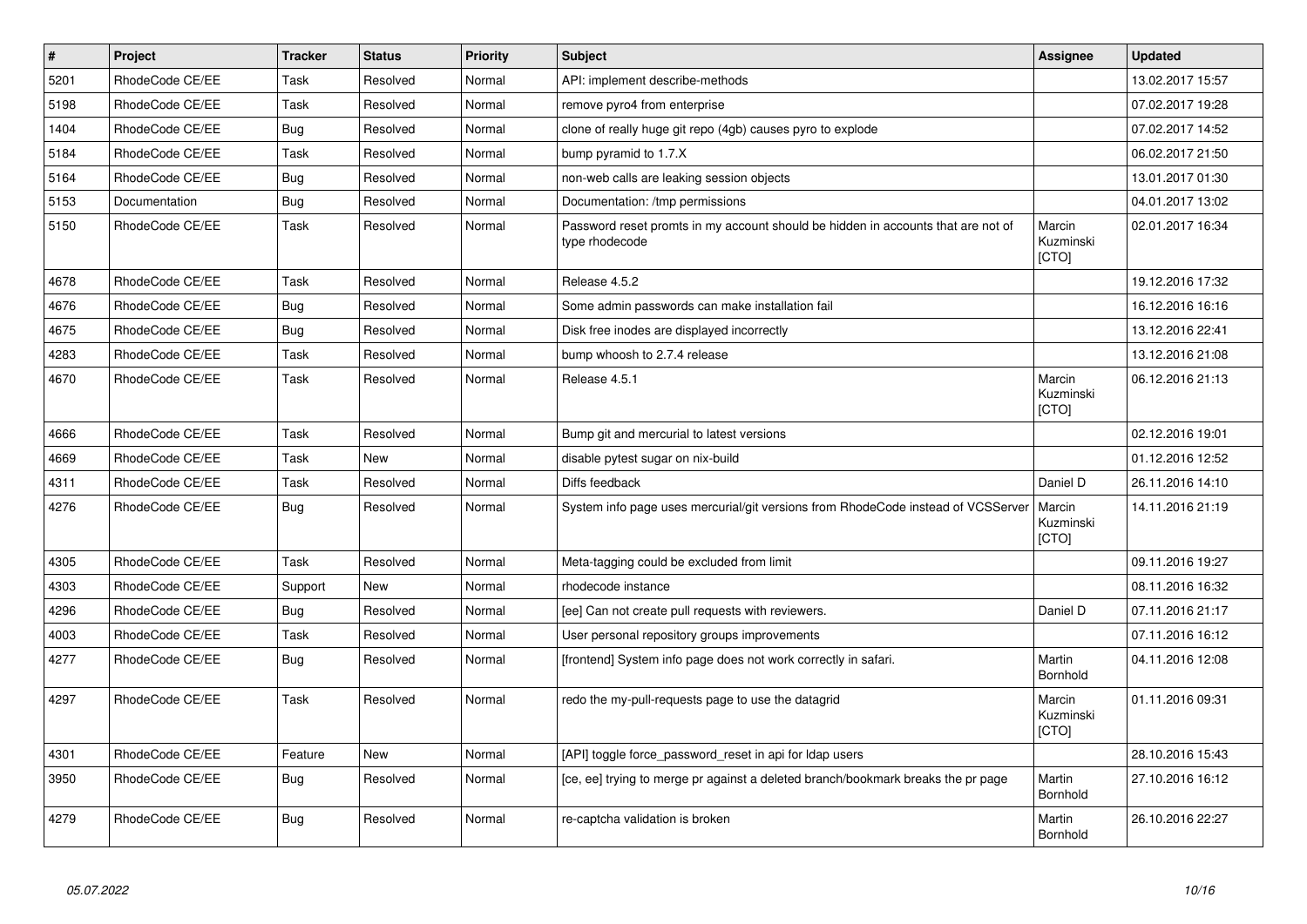| # | Project | Tracker | Status | Priority | Subject | Assignee | Updated |
|---|---|---|---|---|---|---|---|
| 5201 | RhodeCode CE/EE | Task | Resolved | Normal | API: implement describe-methods | | 13.02.2017 15:57 |
| 5198 | RhodeCode CE/EE | Task | Resolved | Normal | remove pyro4 from enterprise | | 07.02.2017 19:28 |
| 1404 | RhodeCode CE/EE | Bug | Resolved | Normal | clone of really huge git repo (4gb) causes pyro to explode | | 07.02.2017 14:52 |
| 5184 | RhodeCode CE/EE | Task | Resolved | Normal | bump pyramid to 1.7.X | | 06.02.2017 21:50 |
| 5164 | RhodeCode CE/EE | Bug | Resolved | Normal | non-web calls are leaking session objects | | 13.01.2017 01:30 |
| 5153 | Documentation | Bug | Resolved | Normal | Documentation: /tmp permissions | | 04.01.2017 13:02 |
| 5150 | RhodeCode CE/EE | Task | Resolved | Normal | Password reset promts in my account should be hidden in accounts that are not of type rhodecode | Marcin Kuzminski [CTO] | 02.01.2017 16:34 |
| 4678 | RhodeCode CE/EE | Task | Resolved | Normal | Release 4.5.2 | | 19.12.2016 17:32 |
| 4676 | RhodeCode CE/EE | Bug | Resolved | Normal | Some admin passwords can make installation fail | | 16.12.2016 16:16 |
| 4675 | RhodeCode CE/EE | Bug | Resolved | Normal | Disk free inodes are displayed incorrectly | | 13.12.2016 22:41 |
| 4283 | RhodeCode CE/EE | Task | Resolved | Normal | bump whoosh to 2.7.4 release | | 13.12.2016 21:08 |
| 4670 | RhodeCode CE/EE | Task | Resolved | Normal | Release 4.5.1 | Marcin Kuzminski [CTO] | 06.12.2016 21:13 |
| 4666 | RhodeCode CE/EE | Task | Resolved | Normal | Bump git and mercurial to latest versions | | 02.12.2016 19:01 |
| 4669 | RhodeCode CE/EE | Task | New | Normal | disable pytest sugar on nix-build | | 01.12.2016 12:52 |
| 4311 | RhodeCode CE/EE | Task | Resolved | Normal | Diffs feedback | Daniel D | 26.11.2016 14:10 |
| 4276 | RhodeCode CE/EE | Bug | Resolved | Normal | System info page uses mercurial/git versions from RhodeCode instead of VCSServer | Marcin Kuzminski [CTO] | 14.11.2016 21:19 |
| 4305 | RhodeCode CE/EE | Task | Resolved | Normal | Meta-tagging could be excluded from limit | | 09.11.2016 19:27 |
| 4303 | RhodeCode CE/EE | Support | New | Normal | rhodecode instance | | 08.11.2016 16:32 |
| 4296 | RhodeCode CE/EE | Bug | Resolved | Normal | [ee] Can not create pull requests with reviewers. | Daniel D | 07.11.2016 21:17 |
| 4003 | RhodeCode CE/EE | Task | Resolved | Normal | User personal repository groups improvements | | 07.11.2016 16:12 |
| 4277 | RhodeCode CE/EE | Bug | Resolved | Normal | [frontend] System info page does not work correctly in safari. | Martin Bornhold | 04.11.2016 12:08 |
| 4297 | RhodeCode CE/EE | Task | Resolved | Normal | redo the my-pull-requests page to use the datagrid | Marcin Kuzminski [CTO] | 01.11.2016 09:31 |
| 4301 | RhodeCode CE/EE | Feature | New | Normal | [API] toggle force_password_reset in api for ldap users | | 28.10.2016 15:43 |
| 3950 | RhodeCode CE/EE | Bug | Resolved | Normal | [ce, ee] trying to merge pr against a deleted branch/bookmark breaks the pr page | Martin Bornhold | 27.10.2016 16:12 |
| 4279 | RhodeCode CE/EE | Bug | Resolved | Normal | re-captcha validation is broken | Martin Bornhold | 26.10.2016 22:27 |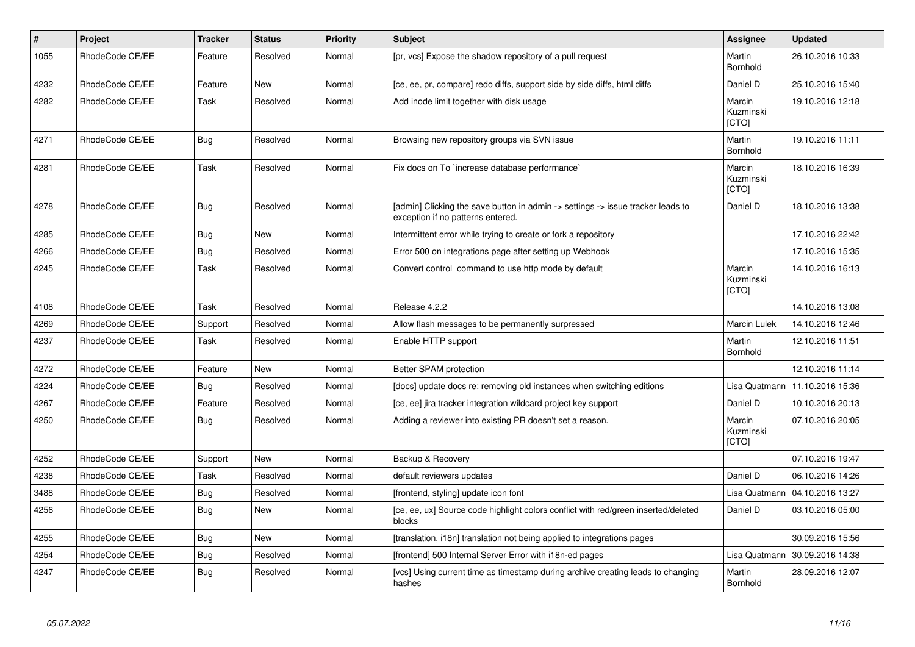| # | Project | Tracker | Status | Priority | Subject | Assignee | Updated |
|---|---|---|---|---|---|---|---|
| 1055 | RhodeCode CE/EE | Feature | Resolved | Normal | [pr, vcs] Expose the shadow repository of a pull request | Martin Bornhold | 26.10.2016 10:33 |
| 4232 | RhodeCode CE/EE | Feature | New | Normal | [ce, ee, pr, compare] redo diffs, support side by side diffs, html diffs | Daniel D | 25.10.2016 15:40 |
| 4282 | RhodeCode CE/EE | Task | Resolved | Normal | Add inode limit together with disk usage | Marcin Kuzminski [CTO] | 19.10.2016 12:18 |
| 4271 | RhodeCode CE/EE | Bug | Resolved | Normal | Browsing new repository groups via SVN issue | Martin Bornhold | 19.10.2016 11:11 |
| 4281 | RhodeCode CE/EE | Task | Resolved | Normal | Fix docs on To `increase database performance` | Marcin Kuzminski [CTO] | 18.10.2016 16:39 |
| 4278 | RhodeCode CE/EE | Bug | Resolved | Normal | [admin] Clicking the save button in admin -> settings -> issue tracker leads to exception if no patterns entered. | Daniel D | 18.10.2016 13:38 |
| 4285 | RhodeCode CE/EE | Bug | New | Normal | Intermittent error while trying to create or fork a repository | | 17.10.2016 22:42 |
| 4266 | RhodeCode CE/EE | Bug | Resolved | Normal | Error 500 on integrations page after setting up Webhook | | 17.10.2016 15:35 |
| 4245 | RhodeCode CE/EE | Task | Resolved | Normal | Convert control command to use http mode by default | Marcin Kuzminski [CTO] | 14.10.2016 16:13 |
| 4108 | RhodeCode CE/EE | Task | Resolved | Normal | Release 4.2.2 | | 14.10.2016 13:08 |
| 4269 | RhodeCode CE/EE | Support | Resolved | Normal | Allow flash messages to be permanently surpressed | Marcin Lulek | 14.10.2016 12:46 |
| 4237 | RhodeCode CE/EE | Task | Resolved | Normal | Enable HTTP support | Martin Bornhold | 12.10.2016 11:51 |
| 4272 | RhodeCode CE/EE | Feature | New | Normal | Better SPAM protection | | 12.10.2016 11:14 |
| 4224 | RhodeCode CE/EE | Bug | Resolved | Normal | [docs] update docs re: removing old instances when switching editions | Lisa Quatmann | 11.10.2016 15:36 |
| 4267 | RhodeCode CE/EE | Feature | Resolved | Normal | [ce, ee] jira tracker integration wildcard project key support | Daniel D | 10.10.2016 20:13 |
| 4250 | RhodeCode CE/EE | Bug | Resolved | Normal | Adding a reviewer into existing PR doesn't set a reason. | Marcin Kuzminski [CTO] | 07.10.2016 20:05 |
| 4252 | RhodeCode CE/EE | Support | New | Normal | Backup & Recovery | | 07.10.2016 19:47 |
| 4238 | RhodeCode CE/EE | Task | Resolved | Normal | default reviewers updates | Daniel D | 06.10.2016 14:26 |
| 3488 | RhodeCode CE/EE | Bug | Resolved | Normal | [frontend, styling] update icon font | Lisa Quatmann | 04.10.2016 13:27 |
| 4256 | RhodeCode CE/EE | Bug | New | Normal | [ce, ee, ux] Source code highlight colors conflict with red/green inserted/deleted blocks | Daniel D | 03.10.2016 05:00 |
| 4255 | RhodeCode CE/EE | Bug | New | Normal | [translation, i18n] translation not being applied to integrations pages | | 30.09.2016 15:56 |
| 4254 | RhodeCode CE/EE | Bug | Resolved | Normal | [frontend] 500 Internal Server Error with i18n-ed pages | Lisa Quatmann | 30.09.2016 14:38 |
| 4247 | RhodeCode CE/EE | Bug | Resolved | Normal | [vcs] Using current time as timestamp during archive creating leads to changing hashes | Martin Bornhold | 28.09.2016 12:07 |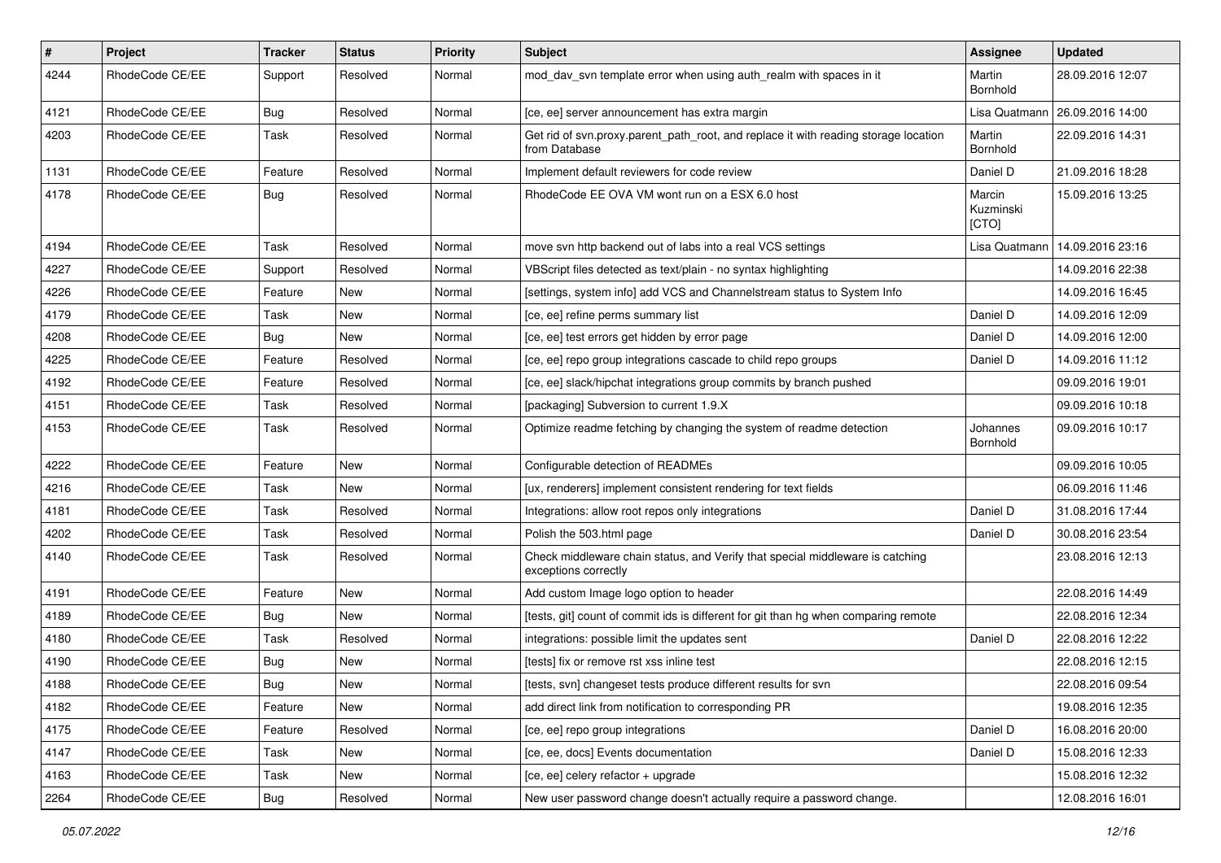| # | Project | Tracker | Status | Priority | Subject | Assignee | Updated |
|---|---|---|---|---|---|---|---|
| 4244 | RhodeCode CE/EE | Support | Resolved | Normal | mod_dav_svn template error when using auth_realm with spaces in it | Martin Bornhold | 28.09.2016 12:07 |
| 4121 | RhodeCode CE/EE | Bug | Resolved | Normal | [ce, ee] server announcement has extra margin | Lisa Quatmann | 26.09.2016 14:00 |
| 4203 | RhodeCode CE/EE | Task | Resolved | Normal | Get rid of svn.proxy.parent_path_root, and replace it with reading storage location from Database | Martin Bornhold | 22.09.2016 14:31 |
| 1131 | RhodeCode CE/EE | Feature | Resolved | Normal | Implement default reviewers for code review | Daniel D | 21.09.2016 18:28 |
| 4178 | RhodeCode CE/EE | Bug | Resolved | Normal | RhodeCode EE OVA VM wont run on a ESX 6.0 host | Marcin Kuzminski [CTO] | 15.09.2016 13:25 |
| 4194 | RhodeCode CE/EE | Task | Resolved | Normal | move svn http backend out of labs into a real VCS settings | Lisa Quatmann | 14.09.2016 23:16 |
| 4227 | RhodeCode CE/EE | Support | Resolved | Normal | VBScript files detected as text/plain - no syntax highlighting | | 14.09.2016 22:38 |
| 4226 | RhodeCode CE/EE | Feature | New | Normal | [settings, system info] add VCS and Channelstream status to System Info | | 14.09.2016 16:45 |
| 4179 | RhodeCode CE/EE | Task | New | Normal | [ce, ee] refine perms summary list | Daniel D | 14.09.2016 12:09 |
| 4208 | RhodeCode CE/EE | Bug | New | Normal | [ce, ee] test errors get hidden by error page | Daniel D | 14.09.2016 12:00 |
| 4225 | RhodeCode CE/EE | Feature | Resolved | Normal | [ce, ee] repo group integrations cascade to child repo groups | Daniel D | 14.09.2016 11:12 |
| 4192 | RhodeCode CE/EE | Feature | Resolved | Normal | [ce, ee] slack/hipchat integrations group commits by branch pushed | | 09.09.2016 19:01 |
| 4151 | RhodeCode CE/EE | Task | Resolved | Normal | [packaging] Subversion to current 1.9.X | | 09.09.2016 10:18 |
| 4153 | RhodeCode CE/EE | Task | Resolved | Normal | Optimize readme fetching by changing the system of readme detection | Johannes Bornhold | 09.09.2016 10:17 |
| 4222 | RhodeCode CE/EE | Feature | New | Normal | Configurable detection of READMEs | | 09.09.2016 10:05 |
| 4216 | RhodeCode CE/EE | Task | New | Normal | [ux, renderers] implement consistent rendering for text fields | | 06.09.2016 11:46 |
| 4181 | RhodeCode CE/EE | Task | Resolved | Normal | Integrations: allow root repos only integrations | Daniel D | 31.08.2016 17:44 |
| 4202 | RhodeCode CE/EE | Task | Resolved | Normal | Polish the 503.html page | Daniel D | 30.08.2016 23:54 |
| 4140 | RhodeCode CE/EE | Task | Resolved | Normal | Check middleware chain status, and Verify that special middleware is catching exceptions correctly | | 23.08.2016 12:13 |
| 4191 | RhodeCode CE/EE | Feature | New | Normal | Add custom Image logo option to header | | 22.08.2016 14:49 |
| 4189 | RhodeCode CE/EE | Bug | New | Normal | [tests, git] count of commit ids is different for git than hg when comparing remote | | 22.08.2016 12:34 |
| 4180 | RhodeCode CE/EE | Task | Resolved | Normal | integrations: possible limit the updates sent | Daniel D | 22.08.2016 12:22 |
| 4190 | RhodeCode CE/EE | Bug | New | Normal | [tests] fix or remove rst xss inline test | | 22.08.2016 12:15 |
| 4188 | RhodeCode CE/EE | Bug | New | Normal | [tests, svn] changeset tests produce different results for svn | | 22.08.2016 09:54 |
| 4182 | RhodeCode CE/EE | Feature | New | Normal | add direct link from notification to corresponding PR | | 19.08.2016 12:35 |
| 4175 | RhodeCode CE/EE | Feature | Resolved | Normal | [ce, ee] repo group integrations | Daniel D | 16.08.2016 20:00 |
| 4147 | RhodeCode CE/EE | Task | New | Normal | [ce, ee, docs] Events documentation | Daniel D | 15.08.2016 12:33 |
| 4163 | RhodeCode CE/EE | Task | New | Normal | [ce, ee] celery refactor + upgrade | | 15.08.2016 12:32 |
| 2264 | RhodeCode CE/EE | Bug | Resolved | Normal | New user password change doesn't actually require a password change. | | 12.08.2016 16:01 |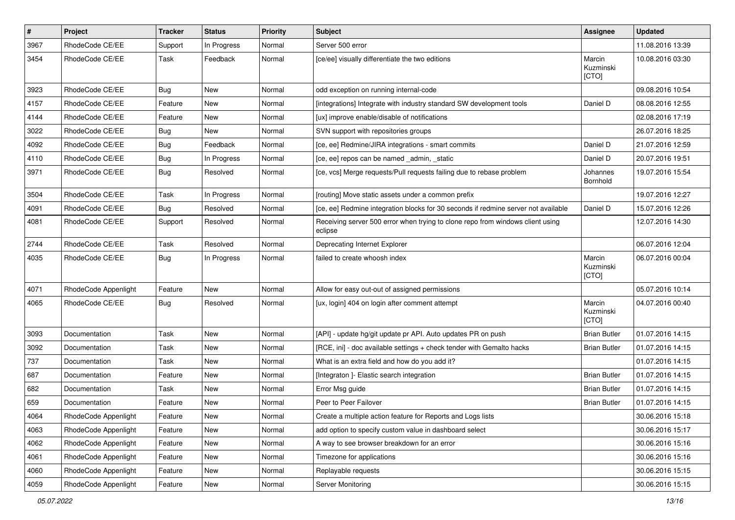| # | Project | Tracker | Status | Priority | Subject | Assignee | Updated |
| --- | --- | --- | --- | --- | --- | --- | --- |
| 3967 | RhodeCode CE/EE | Support | In Progress | Normal | Server 500 error | | 11.08.2016 13:39 |
| 3454 | RhodeCode CE/EE | Task | Feedback | Normal | [ce/ee] visually differentiate the two editions | Marcin Kuzminski [CTO] | 10.08.2016 03:30 |
| 3923 | RhodeCode CE/EE | Bug | New | Normal | odd exception on running internal-code | | 09.08.2016 10:54 |
| 4157 | RhodeCode CE/EE | Feature | New | Normal | [integrations] Integrate with industry standard SW development tools | Daniel D | 08.08.2016 12:55 |
| 4144 | RhodeCode CE/EE | Feature | New | Normal | [ux] improve enable/disable of notifications | | 02.08.2016 17:19 |
| 3022 | RhodeCode CE/EE | Bug | New | Normal | SVN support with repositories groups | | 26.07.2016 18:25 |
| 4092 | RhodeCode CE/EE | Bug | Feedback | Normal | [ce, ee] Redmine/JIRA integrations - smart commits | Daniel D | 21.07.2016 12:59 |
| 4110 | RhodeCode CE/EE | Bug | In Progress | Normal | [ce, ee] repos can be named _admin, _static | Daniel D | 20.07.2016 19:51 |
| 3971 | RhodeCode CE/EE | Bug | Resolved | Normal | [ce, vcs] Merge requests/Pull requests failing due to rebase problem | Johannes Bornhold | 19.07.2016 15:54 |
| 3504 | RhodeCode CE/EE | Task | In Progress | Normal | [routing] Move static assets under a common prefix | | 19.07.2016 12:27 |
| 4091 | RhodeCode CE/EE | Bug | Resolved | Normal | [ce, ee] Redmine integration blocks for 30 seconds if redmine server not available | Daniel D | 15.07.2016 12:26 |
| 4081 | RhodeCode CE/EE | Support | Resolved | Normal | Receiving server 500 error when trying to clone repo from windows client using eclipse | | 12.07.2016 14:30 |
| 2744 | RhodeCode CE/EE | Task | Resolved | Normal | Deprecating Internet Explorer | | 06.07.2016 12:04 |
| 4035 | RhodeCode CE/EE | Bug | In Progress | Normal | failed to create whoosh index | Marcin Kuzminski [CTO] | 06.07.2016 00:04 |
| 4071 | RhodeCode Appenlight | Feature | New | Normal | Allow for easy out-out of assigned permissions | | 05.07.2016 10:14 |
| 4065 | RhodeCode CE/EE | Bug | Resolved | Normal | [ux, login] 404 on login after comment attempt | Marcin Kuzminski [CTO] | 04.07.2016 00:40 |
| 3093 | Documentation | Task | New | Normal | [API] - update hg/git update pr API. Auto updates PR on push | Brian Butler | 01.07.2016 14:15 |
| 3092 | Documentation | Task | New | Normal | [RCE, ini] - doc available settings + check tender with Gemalto hacks | Brian Butler | 01.07.2016 14:15 |
| 737 | Documentation | Task | New | Normal | What is an extra field and how do you add it? | | 01.07.2016 14:15 |
| 687 | Documentation | Feature | New | Normal | [Integraton ]- Elastic search integration | Brian Butler | 01.07.2016 14:15 |
| 682 | Documentation | Task | New | Normal | Error Msg guide | Brian Butler | 01.07.2016 14:15 |
| 659 | Documentation | Feature | New | Normal | Peer to Peer Failover | Brian Butler | 01.07.2016 14:15 |
| 4064 | RhodeCode Appenlight | Feature | New | Normal | Create a multiple action feature for Reports and Logs lists | | 30.06.2016 15:18 |
| 4063 | RhodeCode Appenlight | Feature | New | Normal | add option to specify custom value in dashboard select | | 30.06.2016 15:17 |
| 4062 | RhodeCode Appenlight | Feature | New | Normal | A way to see browser breakdown for an error | | 30.06.2016 15:16 |
| 4061 | RhodeCode Appenlight | Feature | New | Normal | Timezone for applications | | 30.06.2016 15:16 |
| 4060 | RhodeCode Appenlight | Feature | New | Normal | Replayable requests | | 30.06.2016 15:15 |
| 4059 | RhodeCode Appenlight | Feature | New | Normal | Server Monitoring | | 30.06.2016 15:15 |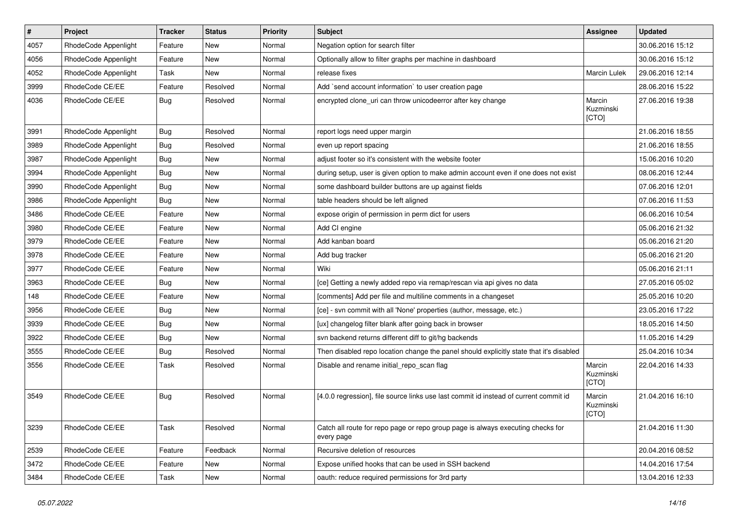| # | Project | Tracker | Status | Priority | Subject | Assignee | Updated |
|---|---|---|---|---|---|---|---|
| 4057 | RhodeCode Appenlight | Feature | New | Normal | Negation option for search filter | | 30.06.2016 15:12 |
| 4056 | RhodeCode Appenlight | Feature | New | Normal | Optionally allow to filter graphs per machine in dashboard | | 30.06.2016 15:12 |
| 4052 | RhodeCode Appenlight | Task | New | Normal | release fixes | Marcin Lulek | 29.06.2016 12:14 |
| 3999 | RhodeCode CE/EE | Feature | Resolved | Normal | Add `send account information` to user creation page | | 28.06.2016 15:22 |
| 4036 | RhodeCode CE/EE | Bug | Resolved | Normal | encrypted clone_uri can throw unicodeerror after key change | Marcin Kuzminski [CTO] | 27.06.2016 19:38 |
| 3991 | RhodeCode Appenlight | Bug | Resolved | Normal | report logs need upper margin | | 21.06.2016 18:55 |
| 3989 | RhodeCode Appenlight | Bug | Resolved | Normal | even up report spacing | | 21.06.2016 18:55 |
| 3987 | RhodeCode Appenlight | Bug | New | Normal | adjust footer so it's consistent with the website footer | | 15.06.2016 10:20 |
| 3994 | RhodeCode Appenlight | Bug | New | Normal | during setup, user is given option to make admin account even if one does not exist | | 08.06.2016 12:44 |
| 3990 | RhodeCode Appenlight | Bug | New | Normal | some dashboard builder buttons are up against fields | | 07.06.2016 12:01 |
| 3986 | RhodeCode Appenlight | Bug | New | Normal | table headers should be left aligned | | 07.06.2016 11:53 |
| 3486 | RhodeCode CE/EE | Feature | New | Normal | expose origin of permission in perm dict for users | | 06.06.2016 10:54 |
| 3980 | RhodeCode CE/EE | Feature | New | Normal | Add CI engine | | 05.06.2016 21:32 |
| 3979 | RhodeCode CE/EE | Feature | New | Normal | Add kanban board | | 05.06.2016 21:20 |
| 3978 | RhodeCode CE/EE | Feature | New | Normal | Add bug tracker | | 05.06.2016 21:20 |
| 3977 | RhodeCode CE/EE | Feature | New | Normal | Wiki | | 05.06.2016 21:11 |
| 3963 | RhodeCode CE/EE | Bug | New | Normal | [ce] Getting a newly added repo via remap/rescan via api gives no data | | 27.05.2016 05:02 |
| 148 | RhodeCode CE/EE | Feature | New | Normal | [comments] Add per file and multiline comments in a changeset | | 25.05.2016 10:20 |
| 3956 | RhodeCode CE/EE | Bug | New | Normal | [ce] - svn commit with all 'None' properties (author, message, etc.) | | 23.05.2016 17:22 |
| 3939 | RhodeCode CE/EE | Bug | New | Normal | [ux] changelog filter blank after going back in browser | | 18.05.2016 14:50 |
| 3922 | RhodeCode CE/EE | Bug | New | Normal | svn backend returns different diff to git/hg backends | | 11.05.2016 14:29 |
| 3555 | RhodeCode CE/EE | Bug | Resolved | Normal | Then disabled repo location change the panel should explicitly state that it's disabled | | 25.04.2016 10:34 |
| 3556 | RhodeCode CE/EE | Task | Resolved | Normal | Disable and rename initial_repo_scan flag | Marcin Kuzminski [CTO] | 22.04.2016 14:33 |
| 3549 | RhodeCode CE/EE | Bug | Resolved | Normal | [4.0.0 regression], file source links use last commit id instead of current commit id | Marcin Kuzminski [CTO] | 21.04.2016 16:10 |
| 3239 | RhodeCode CE/EE | Task | Resolved | Normal | Catch all route for repo page or repo group page is always executing checks for every page | | 21.04.2016 11:30 |
| 2539 | RhodeCode CE/EE | Feature | Feedback | Normal | Recursive deletion of resources | | 20.04.2016 08:52 |
| 3472 | RhodeCode CE/EE | Feature | New | Normal | Expose unified hooks that can be used in SSH backend | | 14.04.2016 17:54 |
| 3484 | RhodeCode CE/EE | Task | New | Normal | oauth: reduce required permissions for 3rd party | | 13.04.2016 12:33 |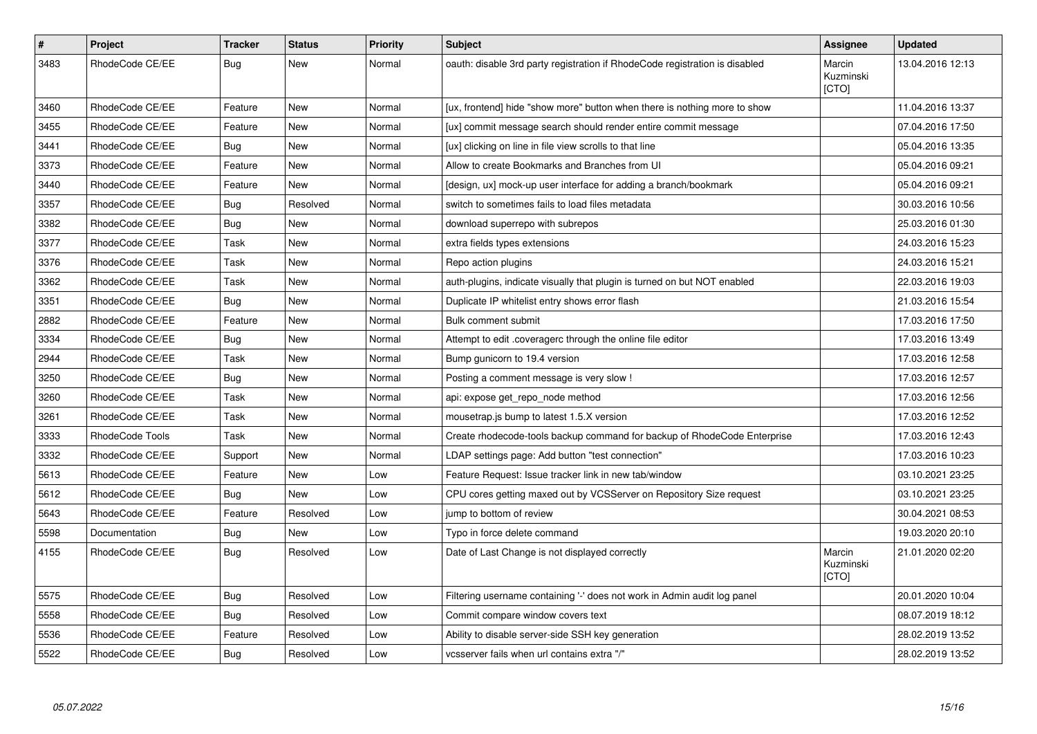| # | Project | Tracker | Status | Priority | Subject | Assignee | Updated |
|---|---|---|---|---|---|---|---|
| 3483 | RhodeCode CE/EE | Bug | New | Normal | oauth: disable 3rd party registration if RhodeCode registration is disabled | Marcin Kuzminski [CTO] | 13.04.2016 12:13 |
| 3460 | RhodeCode CE/EE | Feature | New | Normal | [ux, frontend] hide "show more" button when there is nothing more to show | | 11.04.2016 13:37 |
| 3455 | RhodeCode CE/EE | Feature | New | Normal | [ux] commit message search should render entire commit message | | 07.04.2016 17:50 |
| 3441 | RhodeCode CE/EE | Bug | New | Normal | [ux] clicking on line in file view scrolls to that line | | 05.04.2016 13:35 |
| 3373 | RhodeCode CE/EE | Feature | New | Normal | Allow to create Bookmarks and Branches from UI | | 05.04.2016 09:21 |
| 3440 | RhodeCode CE/EE | Feature | New | Normal | [design, ux] mock-up user interface for adding a branch/bookmark | | 05.04.2016 09:21 |
| 3357 | RhodeCode CE/EE | Bug | Resolved | Normal | switch to sometimes fails to load files metadata | | 30.03.2016 10:56 |
| 3382 | RhodeCode CE/EE | Bug | New | Normal | download superrepo with subrepos | | 25.03.2016 01:30 |
| 3377 | RhodeCode CE/EE | Task | New | Normal | extra fields types extensions | | 24.03.2016 15:23 |
| 3376 | RhodeCode CE/EE | Task | New | Normal | Repo action plugins | | 24.03.2016 15:21 |
| 3362 | RhodeCode CE/EE | Task | New | Normal | auth-plugins, indicate visually that plugin is turned on but NOT enabled | | 22.03.2016 19:03 |
| 3351 | RhodeCode CE/EE | Bug | New | Normal | Duplicate IP whitelist entry shows error flash | | 21.03.2016 15:54 |
| 2882 | RhodeCode CE/EE | Feature | New | Normal | Bulk comment submit | | 17.03.2016 17:50 |
| 3334 | RhodeCode CE/EE | Bug | New | Normal | Attempt to edit .coveragerc through the online file editor | | 17.03.2016 13:49 |
| 2944 | RhodeCode CE/EE | Task | New | Normal | Bump gunicorn to 19.4 version | | 17.03.2016 12:58 |
| 3250 | RhodeCode CE/EE | Bug | New | Normal | Posting a comment message is very slow ! | | 17.03.2016 12:57 |
| 3260 | RhodeCode CE/EE | Task | New | Normal | api: expose get_repo_node method | | 17.03.2016 12:56 |
| 3261 | RhodeCode CE/EE | Task | New | Normal | mousetrap.js bump to latest 1.5.X version | | 17.03.2016 12:52 |
| 3333 | RhodeCode Tools | Task | New | Normal | Create rhodecode-tools backup command for backup of RhodeCode Enterprise | | 17.03.2016 12:43 |
| 3332 | RhodeCode CE/EE | Support | New | Normal | LDAP settings page: Add button "test connection" | | 17.03.2016 10:23 |
| 5613 | RhodeCode CE/EE | Feature | New | Low | Feature Request: Issue tracker link in new tab/window | | 03.10.2021 23:25 |
| 5612 | RhodeCode CE/EE | Bug | New | Low | CPU cores getting maxed out by VCSServer on Repository Size request | | 03.10.2021 23:25 |
| 5643 | RhodeCode CE/EE | Feature | Resolved | Low | jump to bottom of review | | 30.04.2021 08:53 |
| 5598 | Documentation | Bug | New | Low | Typo in force delete command | | 19.03.2020 20:10 |
| 4155 | RhodeCode CE/EE | Bug | Resolved | Low | Date of Last Change is not displayed correctly | Marcin Kuzminski [CTO] | 21.01.2020 02:20 |
| 5575 | RhodeCode CE/EE | Bug | Resolved | Low | Filtering username containing '-' does not work in Admin audit log panel | | 20.01.2020 10:04 |
| 5558 | RhodeCode CE/EE | Bug | Resolved | Low | Commit compare window covers text | | 08.07.2019 18:12 |
| 5536 | RhodeCode CE/EE | Feature | Resolved | Low | Ability to disable server-side SSH key generation | | 28.02.2019 13:52 |
| 5522 | RhodeCode CE/EE | Bug | Resolved | Low | vcsserver fails when url contains extra "/" | | 28.02.2019 13:52 |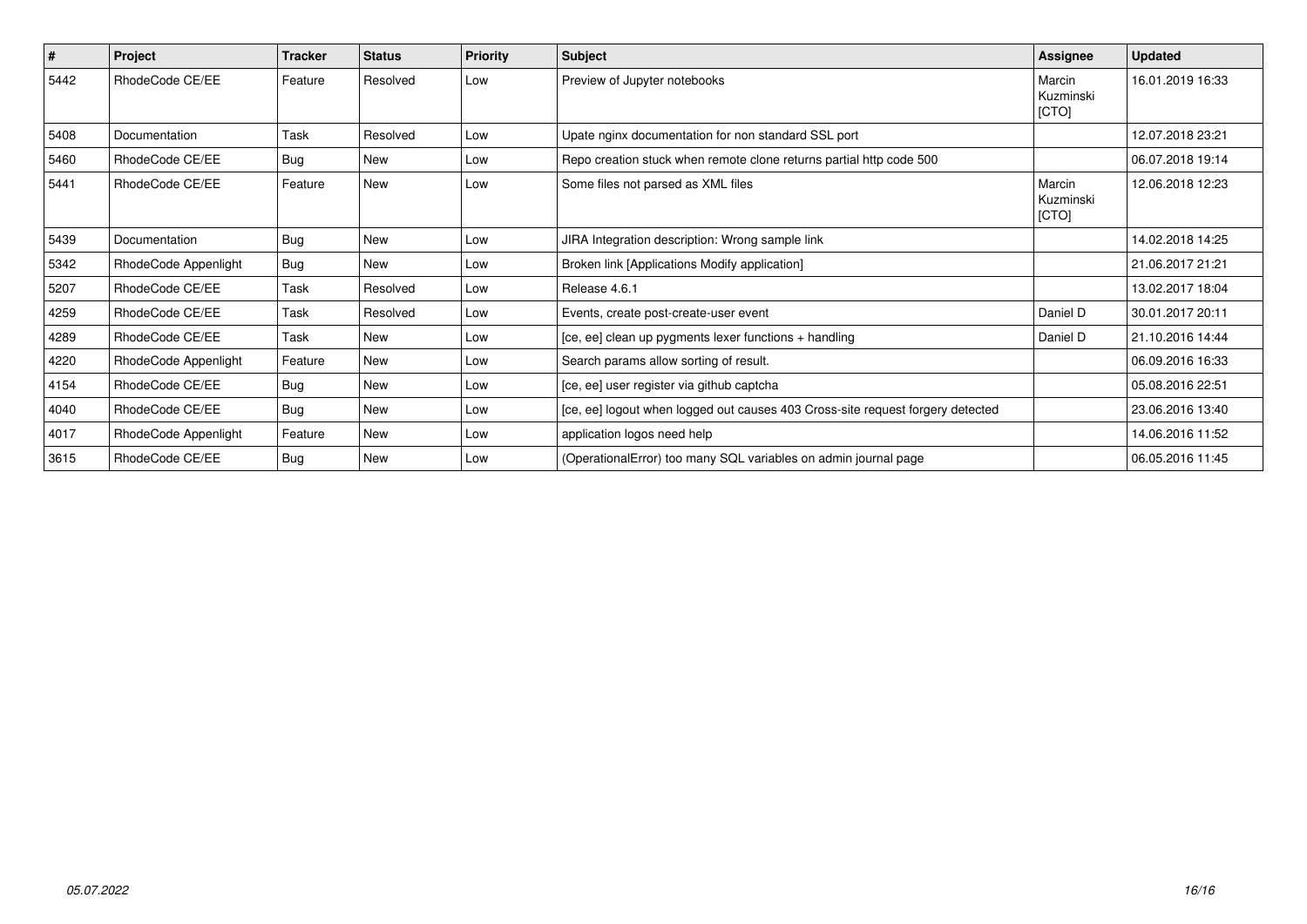| # | Project | Tracker | Status | Priority | Subject | Assignee | Updated |
|---|---|---|---|---|---|---|---|
| 5442 | RhodeCode CE/EE | Feature | Resolved | Low | Preview of Jupyter notebooks | Marcin Kuzminski [CTO] | 16.01.2019 16:33 |
| 5408 | Documentation | Task | Resolved | Low | Upate nginx documentation for non standard SSL port | | 12.07.2018 23:21 |
| 5460 | RhodeCode CE/EE | Bug | New | Low | Repo creation stuck when remote clone returns partial http code 500 | | 06.07.2018 19:14 |
| 5441 | RhodeCode CE/EE | Feature | New | Low | Some files not parsed as XML files | Marcin Kuzminski [CTO] | 12.06.2018 12:23 |
| 5439 | Documentation | Bug | New | Low | JIRA Integration description: Wrong sample link | | 14.02.2018 14:25 |
| 5342 | RhodeCode Appenlight | Bug | New | Low | Broken link [Applications Modify application] | | 21.06.2017 21:21 |
| 5207 | RhodeCode CE/EE | Task | Resolved | Low | Release 4.6.1 | | 13.02.2017 18:04 |
| 4259 | RhodeCode CE/EE | Task | Resolved | Low | Events, create post-create-user event | Daniel D | 30.01.2017 20:11 |
| 4289 | RhodeCode CE/EE | Task | New | Low | [ce, ee] clean up pygments lexer functions + handling | Daniel D | 21.10.2016 14:44 |
| 4220 | RhodeCode Appenlight | Feature | New | Low | Search params allow sorting of result. | | 06.09.2016 16:33 |
| 4154 | RhodeCode CE/EE | Bug | New | Low | [ce, ee] user register via github captcha | | 05.08.2016 22:51 |
| 4040 | RhodeCode CE/EE | Bug | New | Low | [ce, ee] logout when logged out causes 403 Cross-site request forgery detected | | 23.06.2016 13:40 |
| 4017 | RhodeCode Appenlight | Feature | New | Low | application logos need help | | 14.06.2016 11:52 |
| 3615 | RhodeCode CE/EE | Bug | New | Low | (OperationalError) too many SQL variables on admin journal page | | 06.05.2016 11:45 |